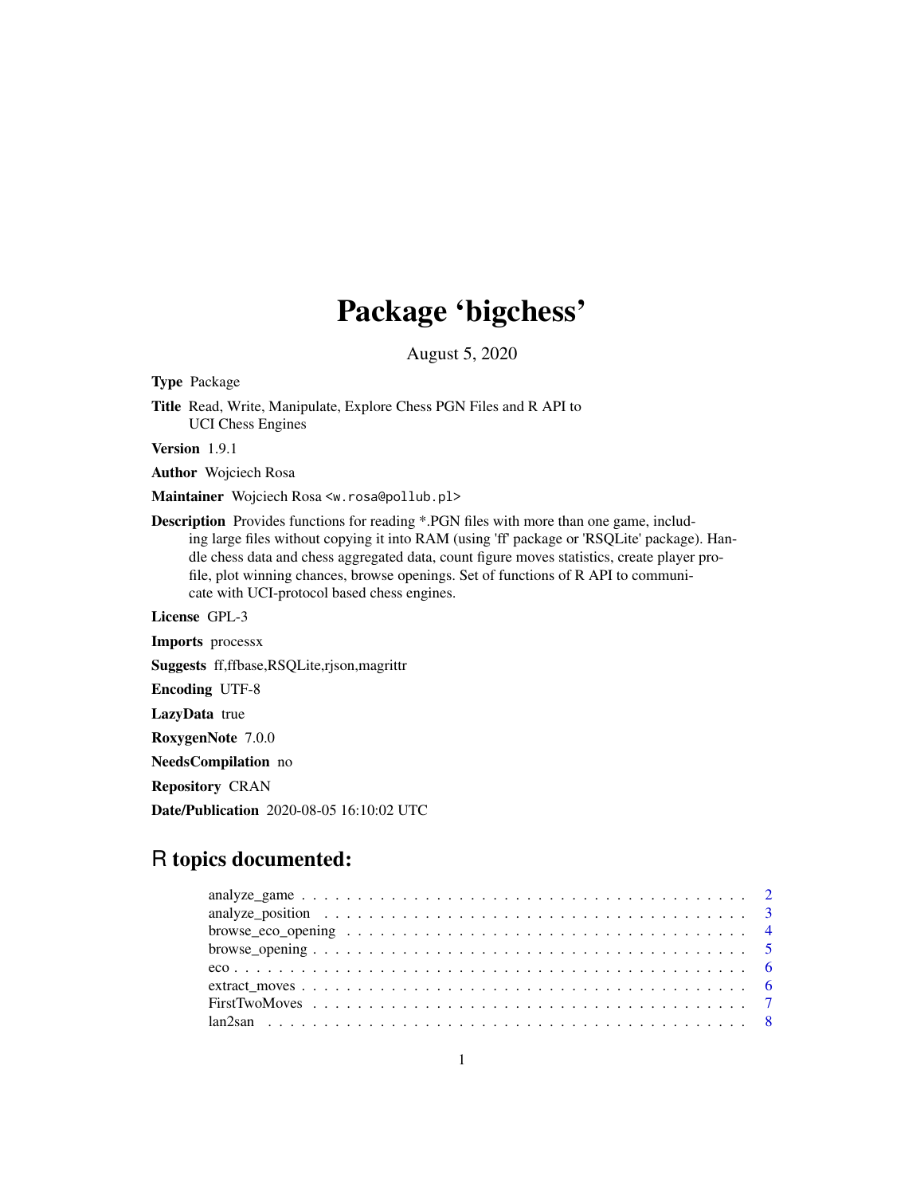# Package 'bigchess'

August 5, 2020

**Type** Package

**Title** Read, Write, Manipulate, Explore Chess PGN Files and R API to UCI Chess Engines

**Version** 1.9.1

**Author** Wojciech Rosa

**Maintainer** Wojciech Rosa <w.rosa@pollub.pl>

**Description** Provides functions for reading *.PGN files with more than one game, including large files without copying it into RAM (using 'ff' package or 'RSQLite' package). Handle chess data and chess aggregated data, count figure moves statistics, create player profile, plot winning chances, browse openings. Set of functions of R API to communicate with UCI-protocol based chess engines.

**License** GPL-3

**Imports** processx

**Suggests** ff,ffbase,RSQLite,rjson,magrittr

**Encoding** UTF-8

**LazyData** true

**RoxygenNote** 7.0.0

**NeedsCompilation** no

**Repository** CRAN

**Date/Publication** 2020-08-05 16:10:02 UTC

## R topics documented:

- analyze_game . . . . . . . . . . . . . . . . . . . . . . . . . . . . . . . . . . . . . . 2
- analyze_position . . . . . . . . . . . . . . . . . . . . . . . . . . . . . . . . . . . . . 3
- browse_eco_opening . . . . . . . . . . . . . . . . . . . . . . . . . . . . . . . . . . . 4
- browse_opening . . . . . . . . . . . . . . . . . . . . . . . . . . . . . . . . . . . . . . 5
- eco . . . . . . . . . . . . . . . . . . . . . . . . . . . . . . . . . . . . . . . . . . . . 6
- extract_moves . . . . . . . . . . . . . . . . . . . . . . . . . . . . . . . . . . . . . . 6
- FirstTwoMoves . . . . . . . . . . . . . . . . . . . . . . . . . . . . . . . . . . . . . . 7
- lan2san . . . . . . . . . . . . . . . . . . . . . . . . . . . . . . . . . . . . . . . . . . 8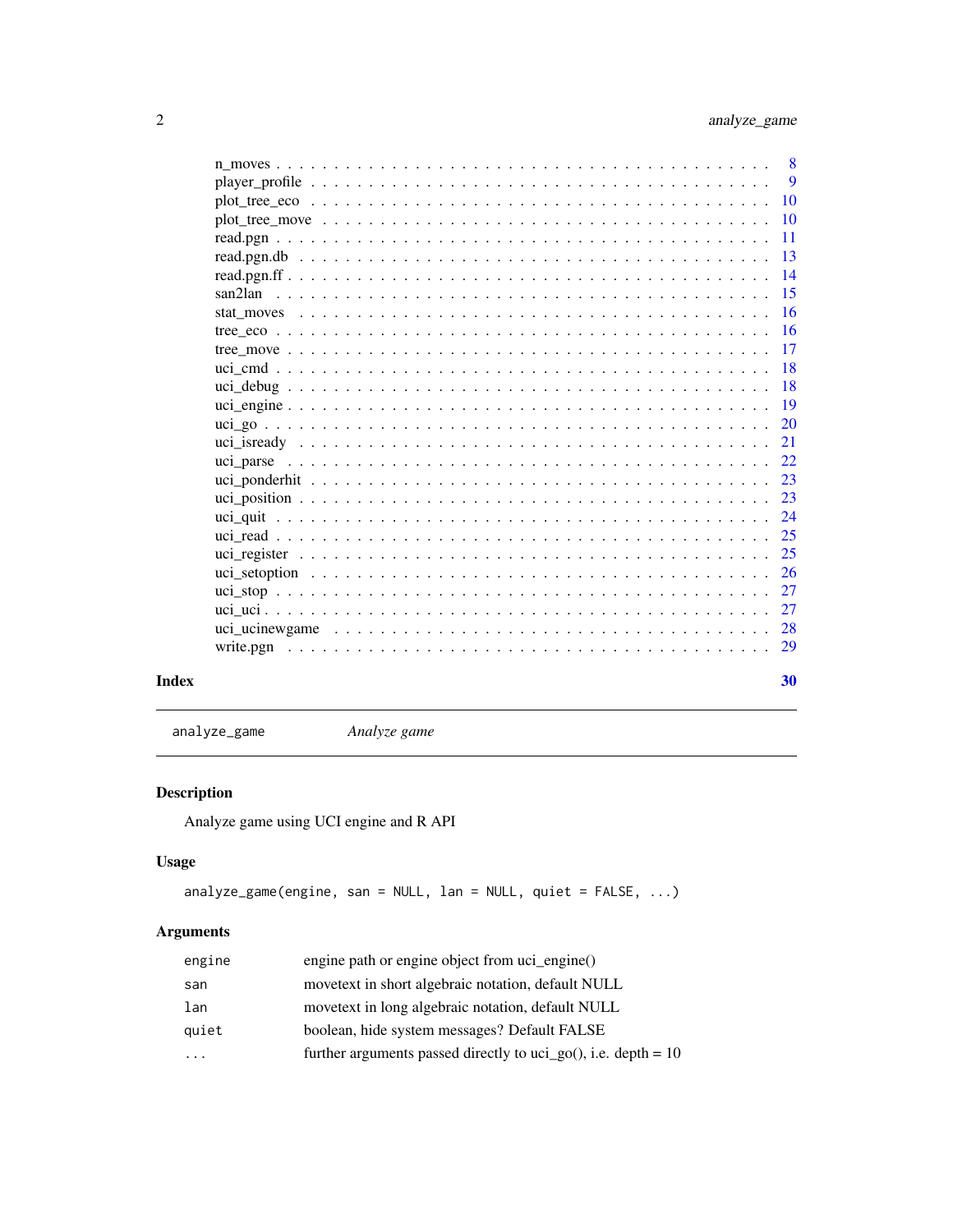| | |
|---|---|
| n_moves | 8 |
| player_profile | 9 |
| plot_tree_eco | 10 |
| plot_tree_move | 10 |
| read.pgn | 11 |
| read.pgn.db | 13 |
| read.pgn.ff | 14 |
| san2lan | 15 |
| stat_moves | 16 |
| tree_eco | 16 |
| tree_move | 17 |
| uci_cmd | 18 |
| uci_debug | 18 |
| uci_engine | 19 |
| uci_go | 20 |
| uci_isready | 21 |
| uci_parse | 22 |
| uci_ponderhit | 23 |
| uci_position | 23 |
| uci_quit | 24 |
| uci_read | 25 |
| uci_register | 25 |
| uci_setoption | 26 |
| uci_stop | 27 |
| uci_uci | 27 |
| uci_ucinewgame | 28 |
| write.pgn | 29 |

**Index** **30**

---

`analyze_game` *Analyze game*

---

## Description

Analyze game using UCI engine and R API

## Usage

```
analyze_game(engine, san = NULL, lan = NULL, quiet = FALSE, ...)
```

## Arguments

| | |
|---|---|
| `engine` | engine path or engine object from uci_engine() |
| `san` | movetext in short algebraic notation, default NULL |
| `lan` | movetext in long algebraic notation, default NULL |
| `quiet` | boolean, hide system messages? Default FALSE |
| `...` | further arguments passed directly to uci_go(), i.e. depth = 10 |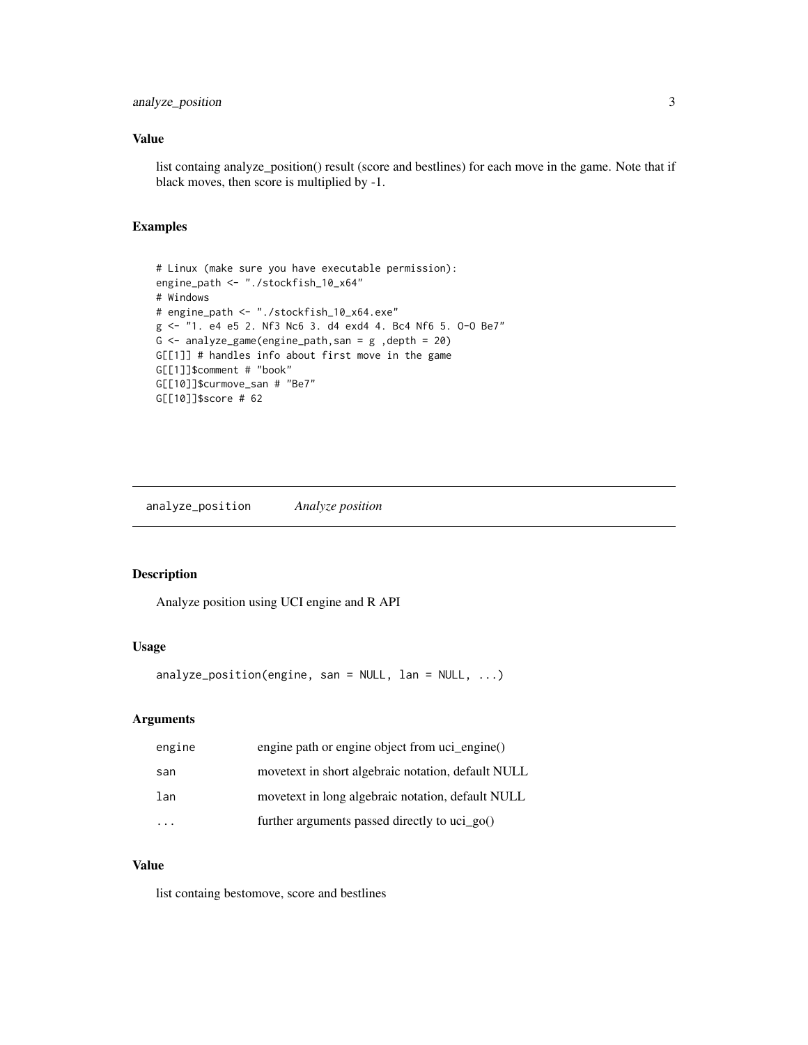### Value

list containg analyze_position() result (score and bestlines) for each move in the game. Note that if black moves, then score is multiplied by -1.

### Examples

```
# Linux (make sure you have executable permission):
engine_path <- "./stockfish_10_x64"
# Windows
# engine_path <- "./stockfish_10_x64.exe"
g <- "1. e4 e5 2. Nf3 Nc6 3. d4 exd4 4. Bc4 Nf6 5. O-O Be7"
G <- analyze_game(engine_path,san = g ,depth = 20)
G[[1]] # handles info about first move in the game
G[[1]]$comment # "book"
G[[10]]$curmove_san # "Be7"
G[[10]]$score # 62
```

---

## analyze_position    *Analyze position*

### Description

Analyze position using UCI engine and R API

### Usage

```
analyze_position(engine, san = NULL, lan = NULL, ...)
```

### Arguments

| | |
|---|---|
| engine | engine path or engine object from uci_engine() |
| san | movetext in short algebraic notation, default NULL |
| lan | movetext in long algebraic notation, default NULL |
| ... | further arguments passed directly to uci_go() |

### Value

list containg bestomove, score and bestlines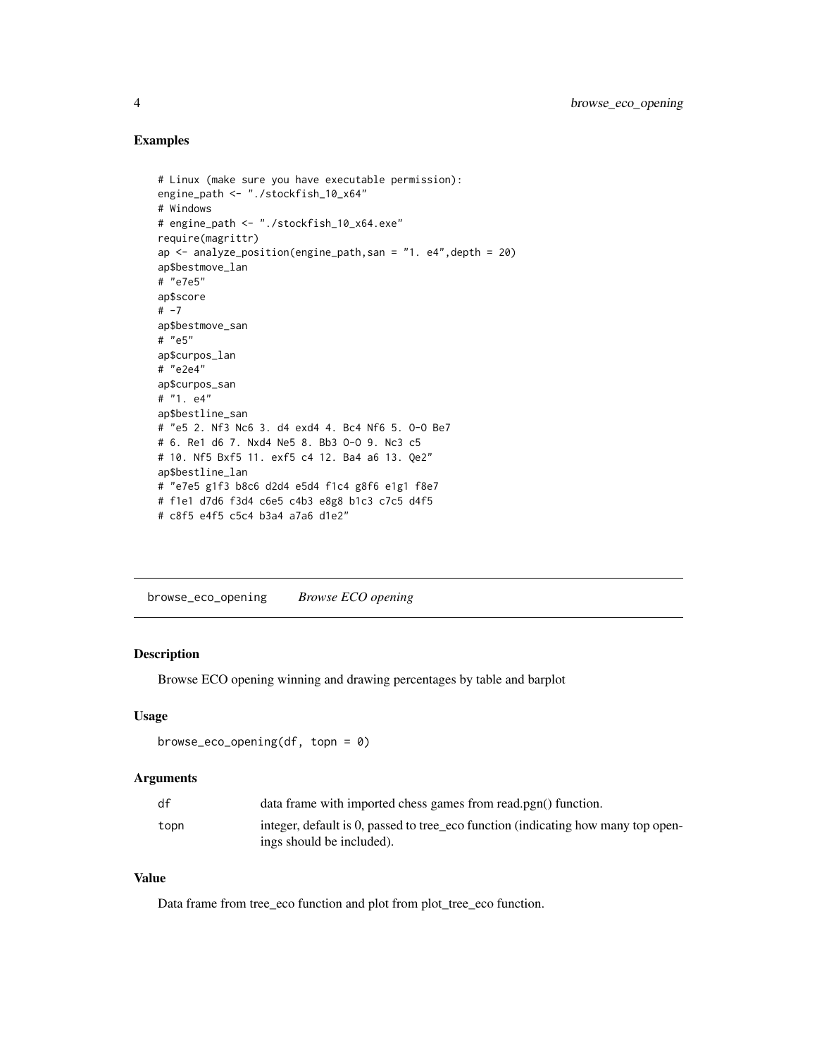## Examples

```
# Linux (make sure you have executable permission):
engine_path <- "./stockfish_10_x64"
# Windows
# engine_path <- "./stockfish_10_x64.exe"
require(magrittr)
ap <- analyze_position(engine_path,san = "1. e4",depth = 20)
ap$bestmove_lan
# "e7e5"
ap$score
# -7
ap$bestmove_san
# "e5"
ap$curpos_lan
# "e2e4"
ap$curpos_san
# "1. e4"
ap$bestline_san
# "e5 2. Nf3 Nc6 3. d4 exd4 4. Bc4 Nf6 5. O-O Be7
# 6. Re1 d6 7. Nxd4 Ne5 8. Bb3 O-O 9. Nc3 c5
# 10. Nf5 Bxf5 11. exf5 c4 12. Ba4 a6 13. Qe2"
ap$bestline_lan
# "e7e5 g1f3 b8c6 d2d4 e5d4 f1c4 g8f6 e1g1 f8e7
# f1e1 d7d6 f3d4 c6e5 c4b3 e8g8 b1c3 c7c5 d4f5
# c8f5 e4f5 c5c4 b3a4 a7a6 d1e2"
```

---

# browse_eco_opening *Browse ECO opening*

## Description

Browse ECO opening winning and drawing percentages by table and barplot

## Usage

```
browse_eco_opening(df, topn = 0)
```

## Arguments

| | |
|---|---|
| df | data frame with imported chess games from read.pgn() function. |
| topn | integer, default is 0, passed to tree_eco function (indicating how many top openings should be included). |

## Value

Data frame from tree_eco function and plot from plot_tree_eco function.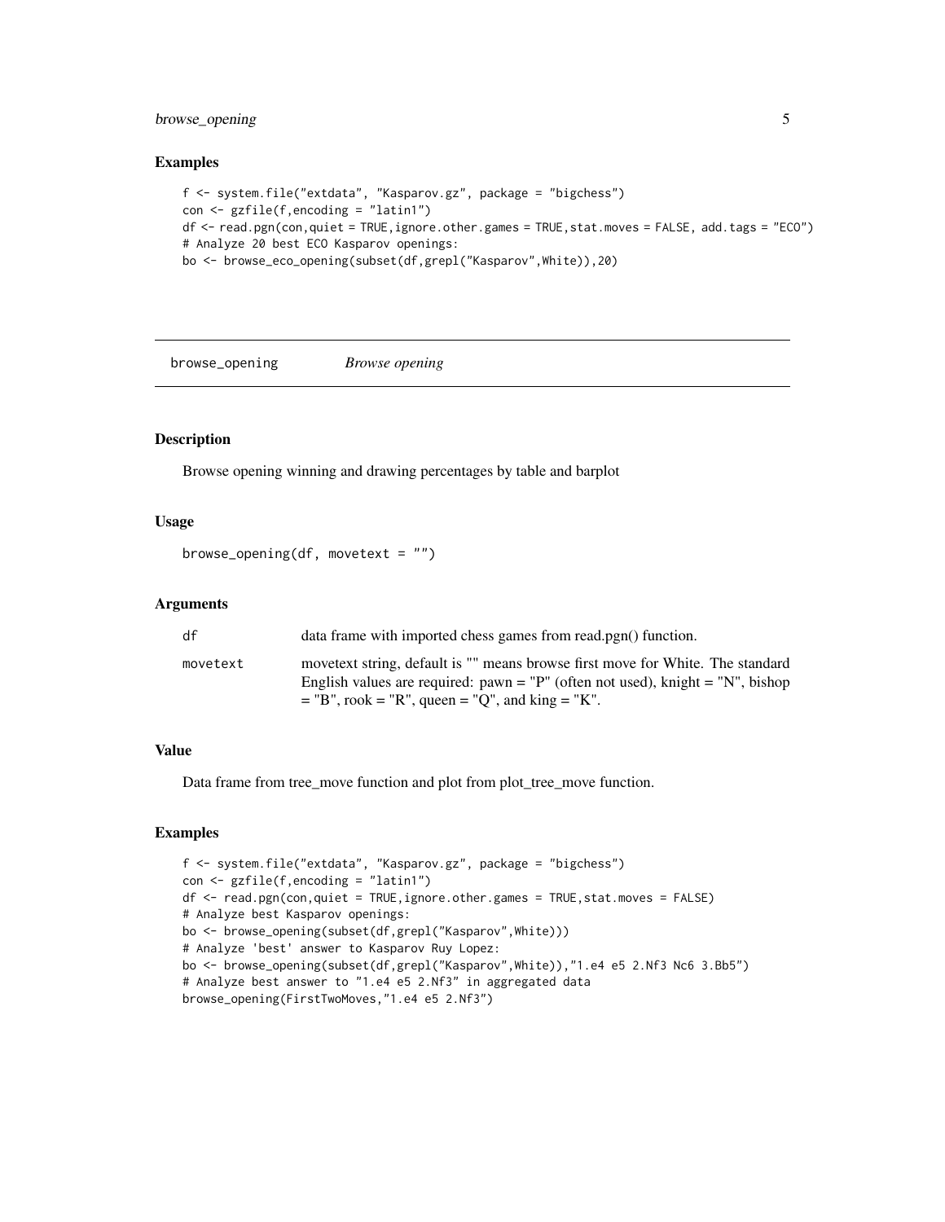## Examples

```
f <- system.file("extdata", "Kasparov.gz", package = "bigchess")
con <- gzfile(f,encoding = "latin1")
df <- read.pgn(con,quiet = TRUE,ignore.other.games = TRUE,stat.moves = FALSE, add.tags = "ECO")
# Analyze 20 best ECO Kasparov openings:
bo <- browse_eco_opening(subset(df,grepl("Kasparov",White)),20)
```

---

# browse_opening *Browse opening*

## Description

Browse opening winning and drawing percentages by table and barplot

## Usage

```
browse_opening(df, movetext = "")
```

## Arguments

| | |
|---|---|
| df | data frame with imported chess games from read.pgn() function. |
| movetext | movetext string, default is "" means browse first move for White. The standard English values are required: pawn = "P" (often not used), knight = "N", bishop = "B", rook = "R", queen = "Q", and king = "K". |

## Value

Data frame from tree_move function and plot from plot_tree_move function.

## Examples

```
f <- system.file("extdata", "Kasparov.gz", package = "bigchess")
con <- gzfile(f,encoding = "latin1")
df <- read.pgn(con,quiet = TRUE,ignore.other.games = TRUE,stat.moves = FALSE)
# Analyze best Kasparov openings:
bo <- browse_opening(subset(df,grepl("Kasparov",White)))
# Analyze 'best' answer to Kasparov Ruy Lopez:
bo <- browse_opening(subset(df,grepl("Kasparov",White)),"1.e4 e5 2.Nf3 Nc6 3.Bb5")
# Analyze best answer to "1.e4 e5 2.Nf3" in aggregated data
browse_opening(FirstTwoMoves,"1.e4 e5 2.Nf3")
```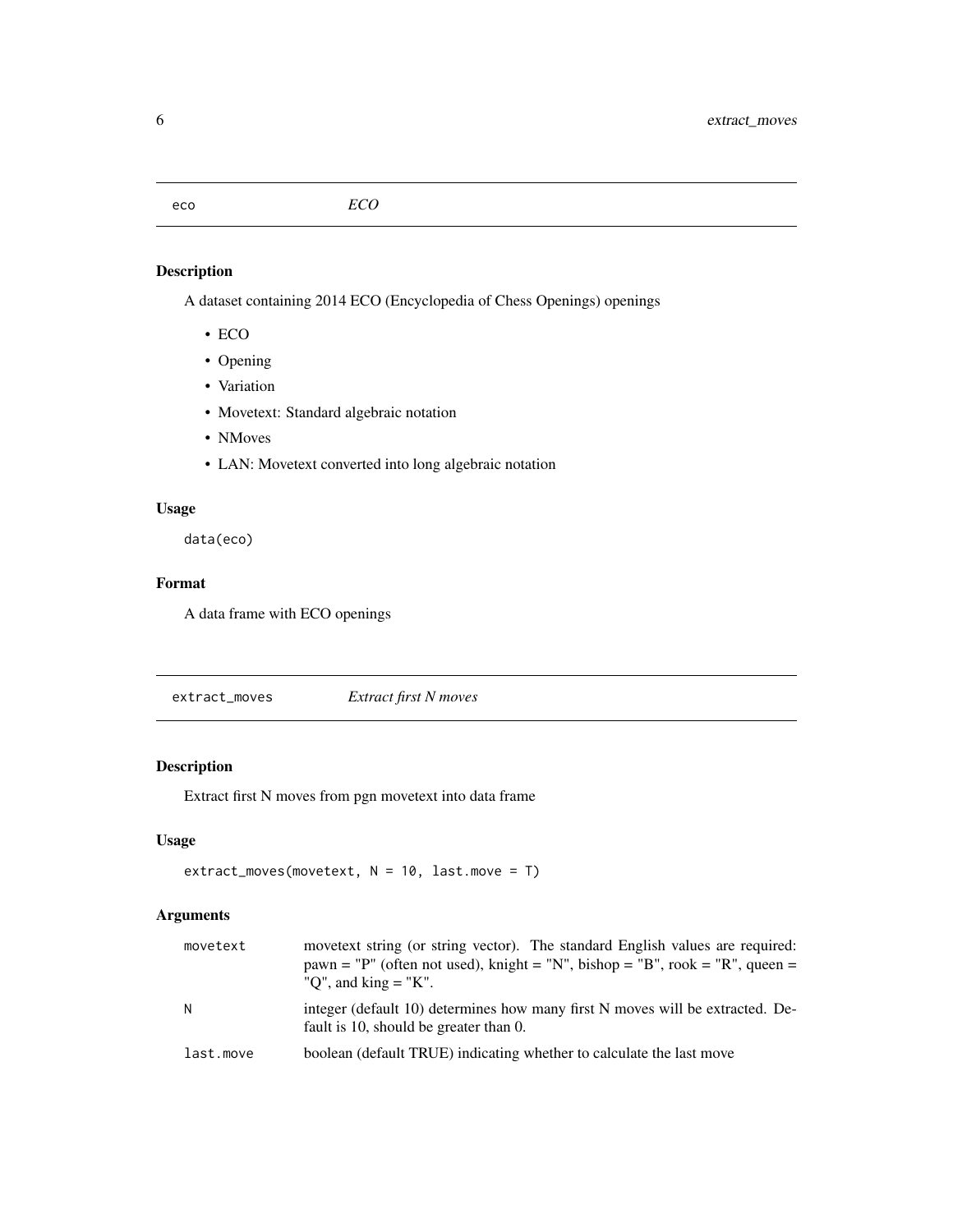## eco *ECO*

### Description

A dataset containing 2014 ECO (Encyclopedia of Chess Openings) openings

- ECO
- Opening
- Variation
- Movetext: Standard algebraic notation
- NMoves
- LAN: Movetext converted into long algebraic notation

### Usage

```
data(eco)
```

### Format

A data frame with ECO openings

## extract_moves *Extract first N moves*

### Description

Extract first N moves from pgn movetext into data frame

### Usage

```
extract_moves(movetext, N = 10, last.move = T)
```

### Arguments

| | |
|---|---|
| movetext | movetext string (or string vector). The standard English values are required: pawn = "P" (often not used), knight = "N", bishop = "B", rook = "R", queen = "Q", and king = "K". |
| N | integer (default 10) determines how many first N moves will be extracted. Default is 10, should be greater than 0. |
| last.move | boolean (default TRUE) indicating whether to calculate the last move |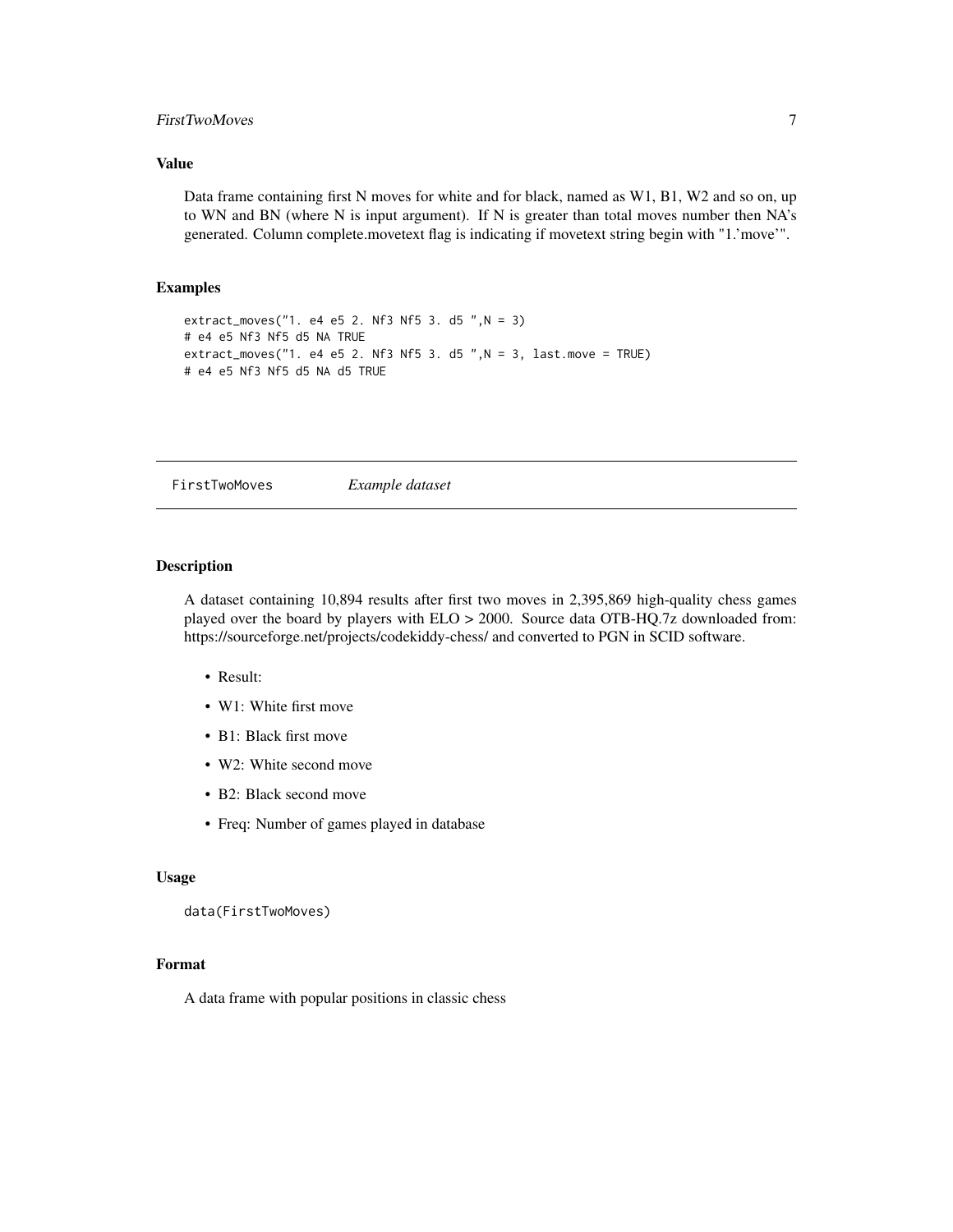### Value

Data frame containing first N moves for white and for black, named as W1, B1, W2 and so on, up to WN and BN (where N is input argument). If N is greater than total moves number then NA's generated. Column complete.movetext flag is indicating if movetext string begin with "1.'move'".

### Examples

```
extract_moves("1. e4 e5 2. Nf3 Nf5 3. d5 ",N = 3)
# e4 e5 Nf3 Nf5 d5 NA TRUE
extract_moves("1. e4 e5 2. Nf3 Nf5 3. d5 ",N = 3, last.move = TRUE)
# e4 e5 Nf3 Nf5 d5 NA d5 TRUE
```

---

## FirstTwoMoves *Example dataset*

### Description

A dataset containing 10,894 results after first two moves in 2,395,869 high-quality chess games played over the board by players with ELO > 2000. Source data OTB-HQ.7z downloaded from: https://sourceforge.net/projects/codekiddy-chess/ and converted to PGN in SCID software.

- Result:
- W1: White first move
- B1: Black first move
- W2: White second move
- B2: Black second move
- Freq: Number of games played in database

### Usage

```
data(FirstTwoMoves)
```

### Format

A data frame with popular positions in classic chess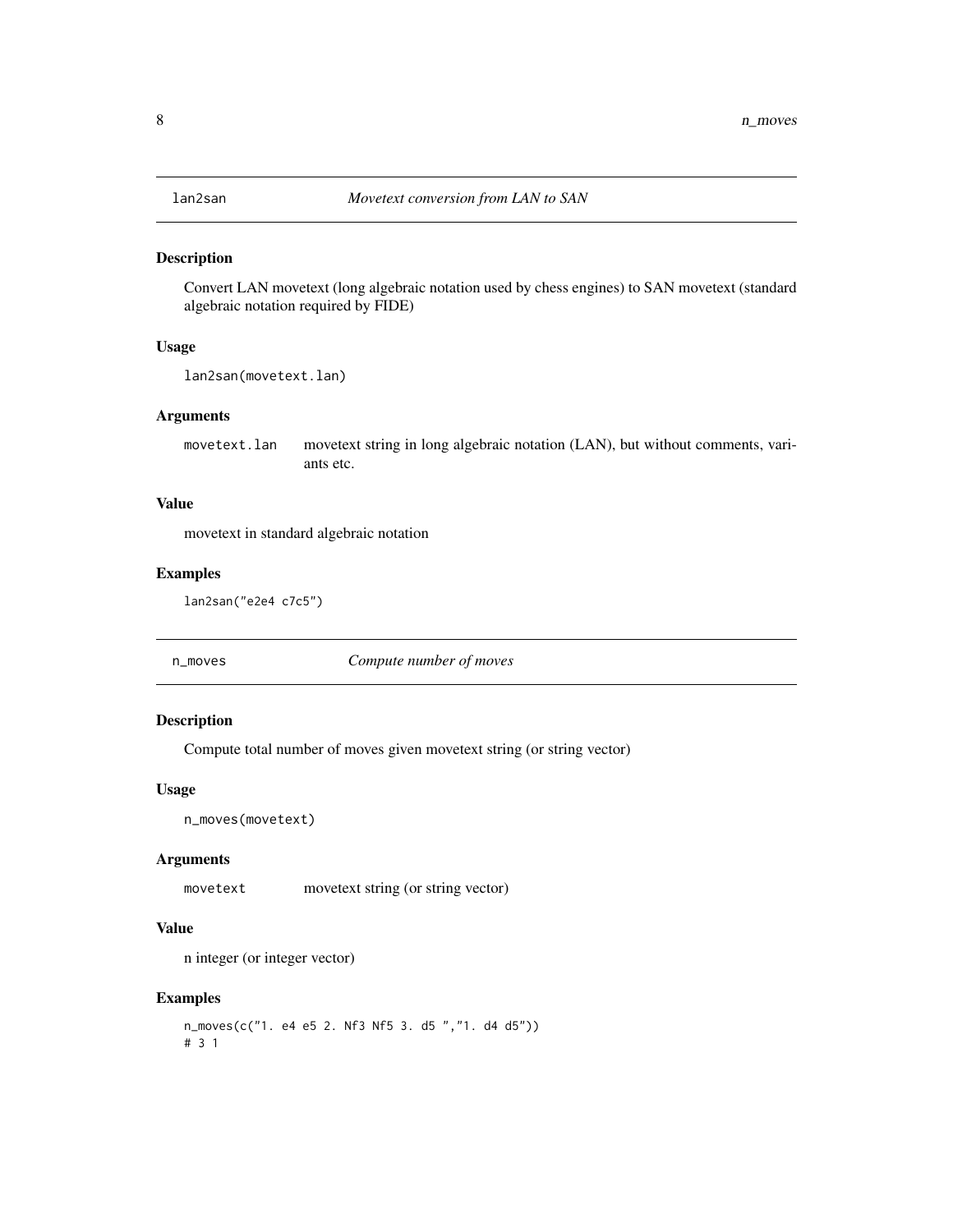## lan2san — *Movetext conversion from LAN to SAN*

### Description

Convert LAN movetext (long algebraic notation used by chess engines) to SAN movetext (standard algebraic notation required by FIDE)

### Usage

```
lan2san(movetext.lan)
```

### Arguments

| | |
|---|---|
| movetext.lan | movetext string in long algebraic notation (LAN), but without comments, variants etc. |

### Value

movetext in standard algebraic notation

### Examples

```
lan2san("e2e4 c7c5")
```

## n_moves — *Compute number of moves*

### Description

Compute total number of moves given movetext string (or string vector)

### Usage

```
n_moves(movetext)
```

### Arguments

| | |
|---|---|
| movetext | movetext string (or string vector) |

### Value

n integer (or integer vector)

### Examples

```
n_moves(c("1. e4 e5 2. Nf3 Nf5 3. d5 ","1. d4 d5"))
# 3 1
```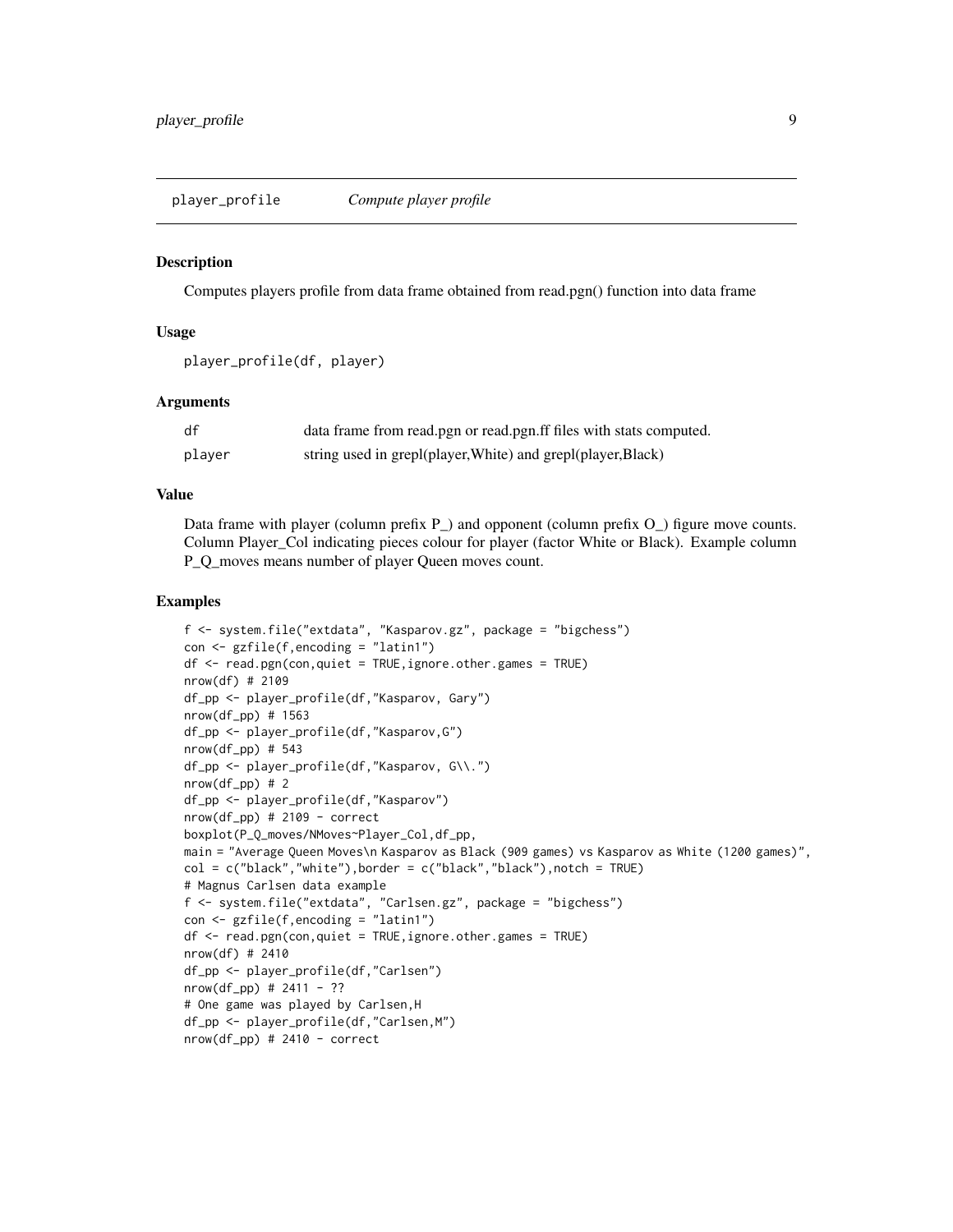player_profile    *Compute player profile*

## Description

Computes players profile from data frame obtained from read.pgn() function into data frame

## Usage

```
player_profile(df, player)
```

## Arguments

| | |
|---|---|
| df | data frame from read.pgn or read.pgn.ff files with stats computed. |
| player | string used in grepl(player,White) and grepl(player,Black) |

## Value

Data frame with player (column prefix P_) and opponent (column prefix O_) figure move counts. Column Player_Col indicating pieces colour for player (factor White or Black). Example column P_Q_moves means number of player Queen moves count.

## Examples

```
f <- system.file("extdata", "Kasparov.gz", package = "bigchess")
con <- gzfile(f,encoding = "latin1")
df <- read.pgn(con,quiet = TRUE,ignore.other.games = TRUE)
nrow(df) # 2109
df_pp <- player_profile(df,"Kasparov, Gary")
nrow(df_pp) # 1563
df_pp <- player_profile(df,"Kasparov,G")
nrow(df_pp) # 543
df_pp <- player_profile(df,"Kasparov, G\\.")
nrow(df_pp) # 2
df_pp <- player_profile(df,"Kasparov")
nrow(df_pp) # 2109 - correct
boxplot(P_Q_moves/NMoves~Player_Col,df_pp,
main = "Average Queen Moves\n Kasparov as Black (909 games) vs Kasparov as White (1200 games)",
col = c("black","white"),border = c("black","black"),notch = TRUE)
# Magnus Carlsen data example
f <- system.file("extdata", "Carlsen.gz", package = "bigchess")
con <- gzfile(f,encoding = "latin1")
df <- read.pgn(con,quiet = TRUE,ignore.other.games = TRUE)
nrow(df) # 2410
df_pp <- player_profile(df,"Carlsen")
nrow(df_pp) # 2411 - ??
# One game was played by Carlsen,H
df_pp <- player_profile(df,"Carlsen,M")
nrow(df_pp) # 2410 - correct
```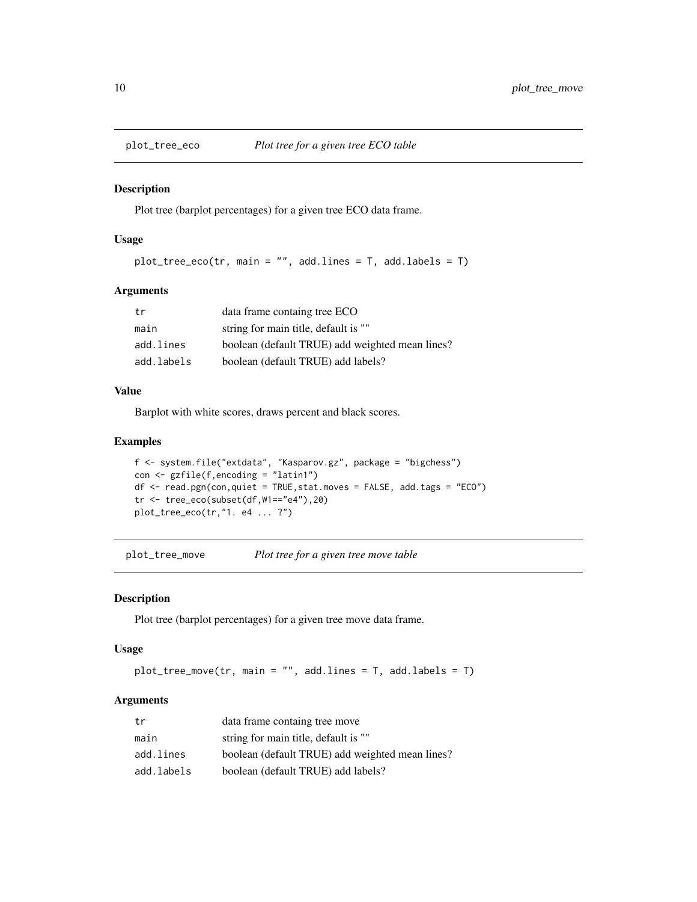## plot_tree_eco — *Plot tree for a given tree ECO table*

### Description

Plot tree (barplot percentages) for a given tree ECO data frame.

### Usage

```
plot_tree_eco(tr, main = "", add.lines = T, add.labels = T)
```

### Arguments

| | |
|---|---|
| tr | data frame containg tree ECO |
| main | string for main title, default is "" |
| add.lines | boolean (default TRUE) add weighted mean lines? |
| add.labels | boolean (default TRUE) add labels? |

### Value

Barplot with white scores, draws percent and black scores.

### Examples

```
f <- system.file("extdata", "Kasparov.gz", package = "bigchess")
con <- gzfile(f,encoding = "latin1")
df <- read.pgn(con,quiet = TRUE,stat.moves = FALSE, add.tags = "ECO")
tr <- tree_eco(subset(df,W1=="e4"),20)
plot_tree_eco(tr,"1. e4 ... ?")
```

## plot_tree_move — *Plot tree for a given tree move table*

### Description

Plot tree (barplot percentages) for a given tree move data frame.

### Usage

```
plot_tree_move(tr, main = "", add.lines = T, add.labels = T)
```

### Arguments

| | |
|---|---|
| tr | data frame containg tree move |
| main | string for main title, default is "" |
| add.lines | boolean (default TRUE) add weighted mean lines? |
| add.labels | boolean (default TRUE) add labels? |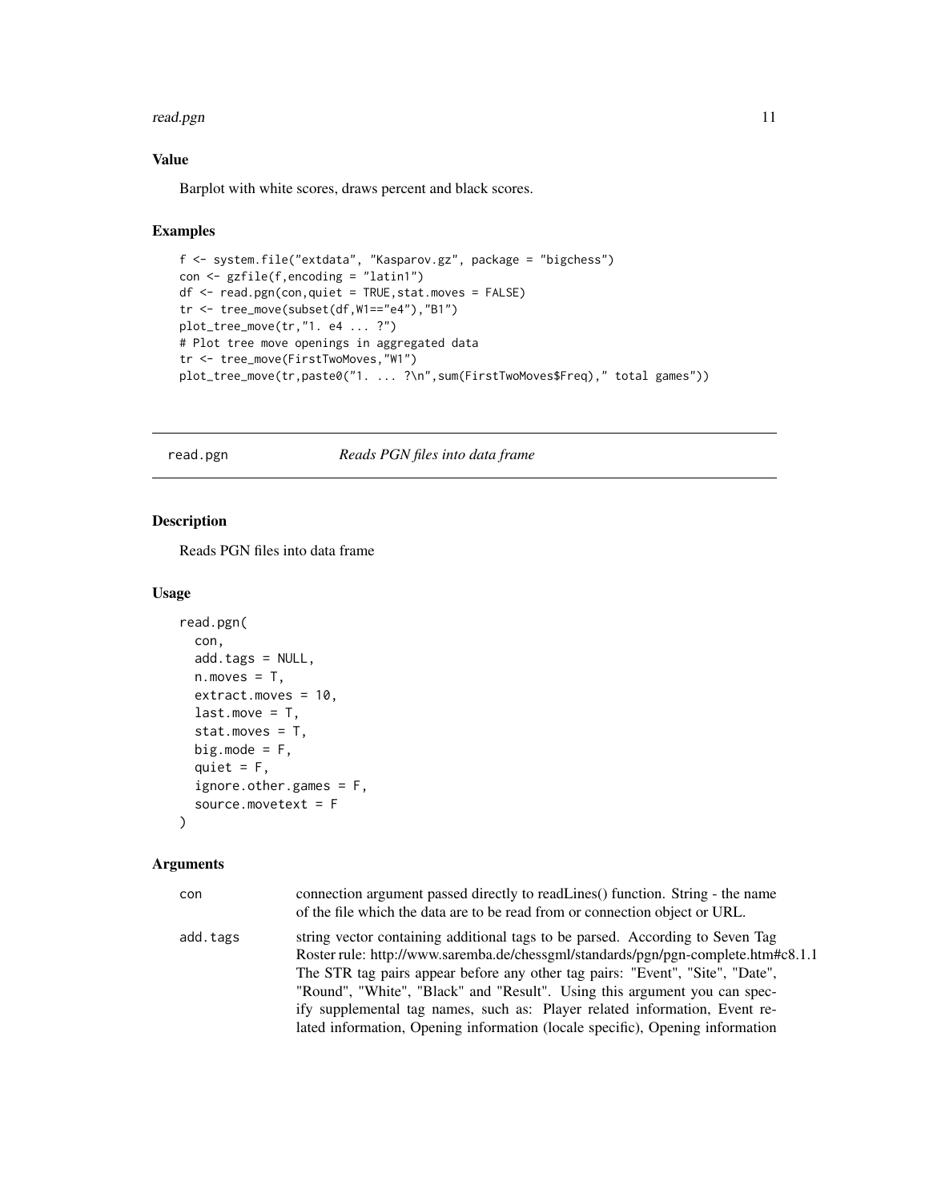### Value

Barplot with white scores, draws percent and black scores.

### Examples

```
f <- system.file("extdata", "Kasparov.gz", package = "bigchess")
con <- gzfile(f,encoding = "latin1")
df <- read.pgn(con,quiet = TRUE,stat.moves = FALSE)
tr <- tree_move(subset(df,W1=="e4"),"B1")
plot_tree_move(tr,"1. e4 ... ?")
# Plot tree move openings in aggregated data
tr <- tree_move(FirstTwoMoves,"W1")
plot_tree_move(tr,paste0("1. ... ?\n",sum(FirstTwoMoves$Freq)," total games"))
```

---

## read.pgn *Reads PGN files into data frame*

### Description

Reads PGN files into data frame

### Usage

```
read.pgn(
  con,
  add.tags = NULL,
  n.moves = T,
  extract.moves = 10,
  last.move = T,
  stat.moves = T,
  big.mode = F,
  quiet = F,
  ignore.other.games = F,
  source.movetext = F
)
```

### Arguments

| | |
|---|---|
| con | connection argument passed directly to readLines() function. String - the name of the file which the data are to be read from or connection object or URL. |
| add.tags | string vector containing additional tags to be parsed. According to Seven Tag Roster rule: http://www.saremba.de/chessgml/standards/pgn/pgn-complete.htm#c8.1.1 The STR tag pairs appear before any other tag pairs: "Event", "Site", "Date", "Round", "White", "Black" and "Result". Using this argument you can specify supplemental tag names, such as: Player related information, Event related information, Opening information (locale specific), Opening information |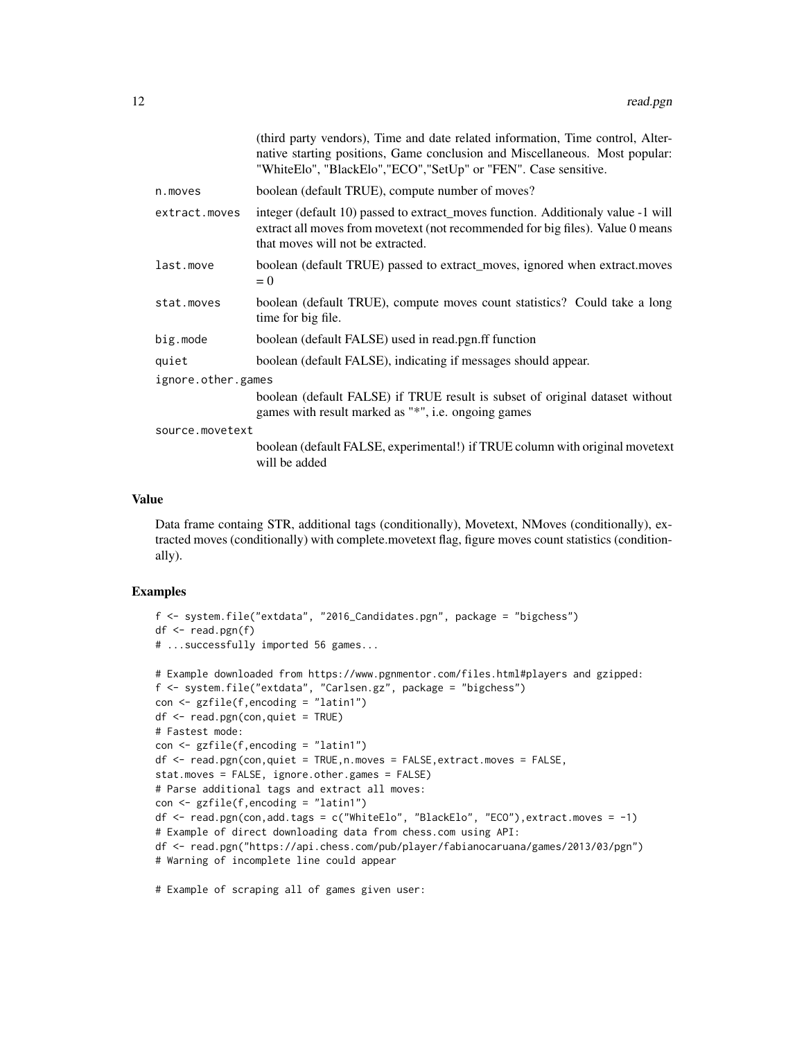(third party vendors), Time and date related information, Time control, Alternative starting positions, Game conclusion and Miscellaneous. Most popular: "WhiteElo", "BlackElo","ECO","SetUp" or "FEN". Case sensitive.

| | |
|---|---|
| `n.moves` | boolean (default TRUE), compute number of moves? |
| `extract.moves` | integer (default 10) passed to extract_moves function. Additionaly value -1 will extract all moves from movetext (not recommended for big files). Value 0 means that moves will not be extracted. |
| `last.move` | boolean (default TRUE) passed to extract_moves, ignored when extract.moves = 0 |
| `stat.moves` | boolean (default TRUE), compute moves count statistics? Could take a long time for big file. |
| `big.mode` | boolean (default FALSE) used in read.pgn.ff function |
| `quiet` | boolean (default FALSE), indicating if messages should appear. |
| `ignore.other.games` | boolean (default FALSE) if TRUE result is subset of original dataset without games with result marked as "*", i.e. ongoing games |
| `source.movetext` | boolean (default FALSE, experimental!) if TRUE column with original movetext will be added |

## Value

Data frame containg STR, additional tags (conditionally), Movetext, NMoves (conditionally), extracted moves (conditionally) with complete.movetext flag, figure moves count statistics (conditionally).

## Examples

```
f <- system.file("extdata", "2016_Candidates.pgn", package = "bigchess")
df <- read.pgn(f)
# ...successfully imported 56 games...

# Example downloaded from https://www.pgnmentor.com/files.html#players and gzipped:
f <- system.file("extdata", "Carlsen.gz", package = "bigchess")
con <- gzfile(f,encoding = "latin1")
df <- read.pgn(con,quiet = TRUE)
# Fastest mode:
con <- gzfile(f,encoding = "latin1")
df <- read.pgn(con,quiet = TRUE,n.moves = FALSE,extract.moves = FALSE,
stat.moves = FALSE, ignore.other.games = FALSE)
# Parse additional tags and extract all moves:
con <- gzfile(f,encoding = "latin1")
df <- read.pgn(con,add.tags = c("WhiteElo", "BlackElo", "ECO"),extract.moves = -1)
# Example of direct downloading data from chess.com using API:
df <- read.pgn("https://api.chess.com/pub/player/fabianocaruana/games/2013/03/pgn")
# Warning of incomplete line could appear

# Example of scraping all of games given user:
```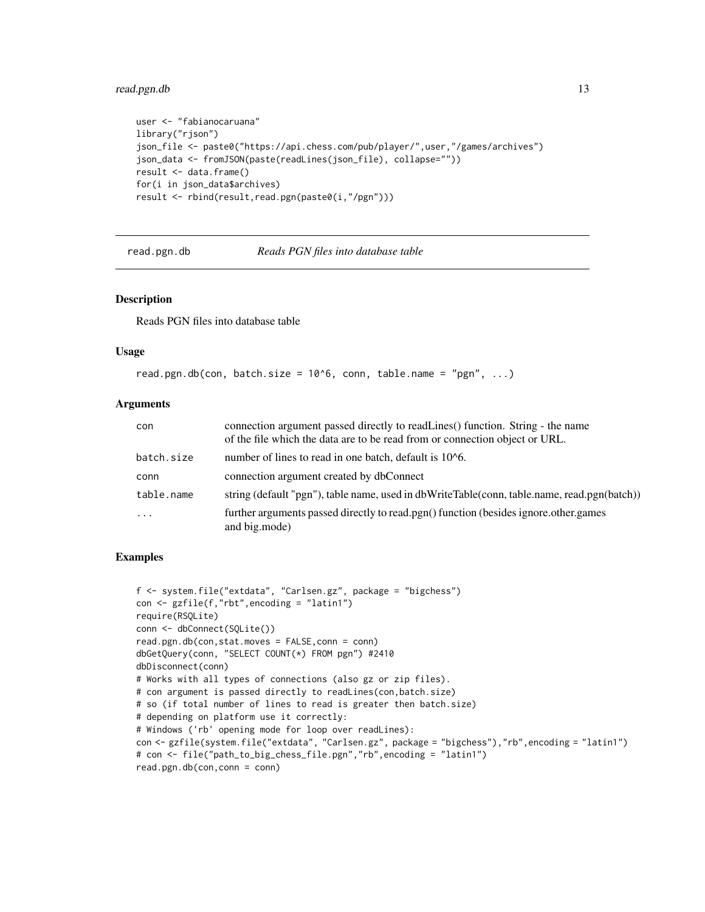```
user <- "fabianocaruana"
library("rjson")
json_file <- paste0("https://api.chess.com/pub/player/",user,"/games/archives")
json_data <- fromJSON(paste(readLines(json_file), collapse=""))
result <- data.frame()
for(i in json_data$archives)
result <- rbind(result,read.pgn(paste0(i,"/pgn")))
```

## read.pgn.db — *Reads PGN files into database table*

### Description

Reads PGN files into database table

### Usage

```
read.pgn.db(con, batch.size = 10^6, conn, table.name = "pgn", ...)
```

### Arguments

| Argument | Description |
|---|---|
| con | connection argument passed directly to readLines() function. String - the name of the file which the data are to be read from or connection object or URL. |
| batch.size | number of lines to read in one batch, default is 10^6. |
| conn | connection argument created by dbConnect |
| table.name | string (default "pgn"), table name, used in dbWriteTable(conn, table.name, read.pgn(batch)) |
| ... | further arguments passed directly to read.pgn() function (besides ignore.other.games and big.mode) |

### Examples

```
f <- system.file("extdata", "Carlsen.gz", package = "bigchess")
con <- gzfile(f,"rbt",encoding = "latin1")
require(RSQLite)
conn <- dbConnect(SQLite())
read.pgn.db(con,stat.moves = FALSE,conn = conn)
dbGetQuery(conn, "SELECT COUNT(*) FROM pgn") #2410
dbDisconnect(conn)
# Works with all types of connections (also gz or zip files).
# con argument is passed directly to readLines(con,batch.size)
# so (if total number of lines to read is greater then batch.size)
# depending on platform use it correctly:
# Windows ('rb' opening mode for loop over readLines):
con <- gzfile(system.file("extdata", "Carlsen.gz", package = "bigchess"),"rb",encoding = "latin1")
# con <- file("path_to_big_chess_file.pgn","rb",encoding = "latin1")
read.pgn.db(con,conn = conn)
```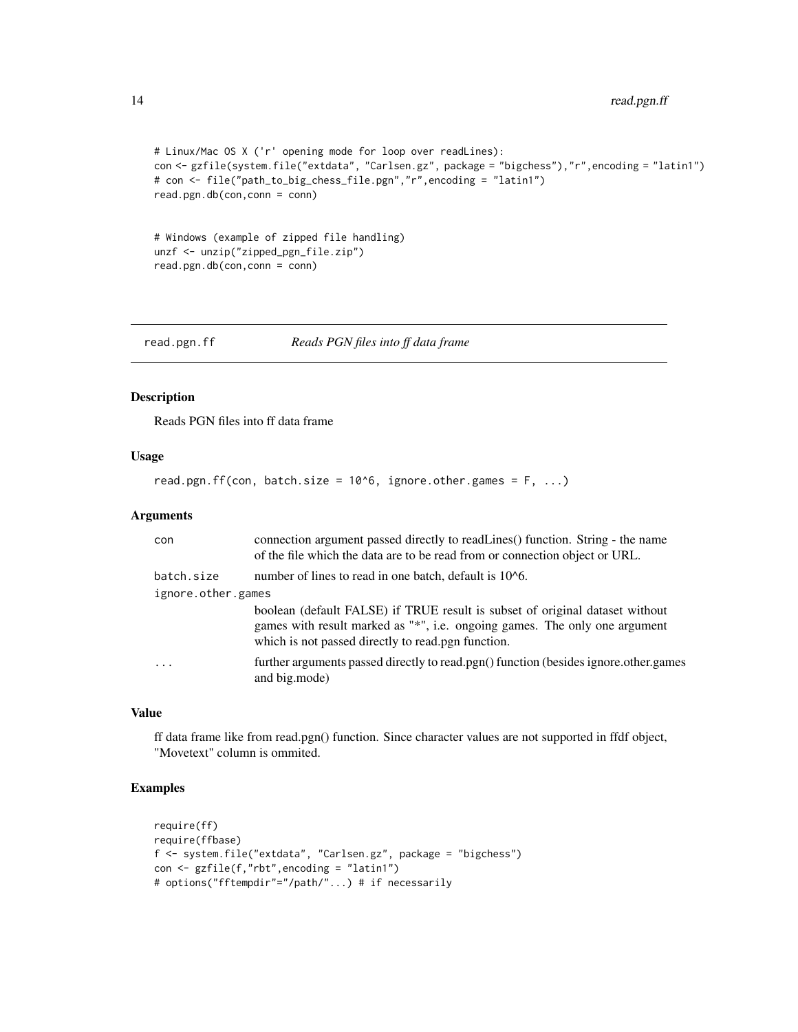```
# Linux/Mac OS X ('r' opening mode for loop over readLines):
con <- gzfile(system.file("extdata", "Carlsen.gz", package = "bigchess"),"r",encoding = "latin1")
# con <- file("path_to_big_chess_file.pgn","r",encoding = "latin1")
read.pgn.db(con,conn = conn)


# Windows (example of zipped file handling)
unzf <- unzip("zipped_pgn_file.zip")
read.pgn.db(con,conn = conn)
```

---

## read.pgn.ff — *Reads PGN files into ff data frame*

### Description

Reads PGN files into ff data frame

### Usage

```
read.pgn.ff(con, batch.size = 10^6, ignore.other.games = F, ...)
```

### Arguments

| | |
|---|---|
| `con` | connection argument passed directly to readLines() function. String - the name of the file which the data are to be read from or connection object or URL. |
| `batch.size` | number of lines to read in one batch, default is 10^6. |
| `ignore.other.games` | boolean (default FALSE) if TRUE result is subset of original dataset without games with result marked as "*", i.e. ongoing games. The only one argument which is not passed directly to read.pgn function. |
| `...` | further arguments passed directly to read.pgn() function (besides ignore.other.games and big.mode) |

### Value

ff data frame like from read.pgn() function. Since character values are not supported in ffdf object, "Movetext" column is ommited.

### Examples

```
require(ff)
require(ffbase)
f <- system.file("extdata", "Carlsen.gz", package = "bigchess")
con <- gzfile(f,"rbt",encoding = "latin1")
# options("fftempdir"="/path/"...) # if necessarily
```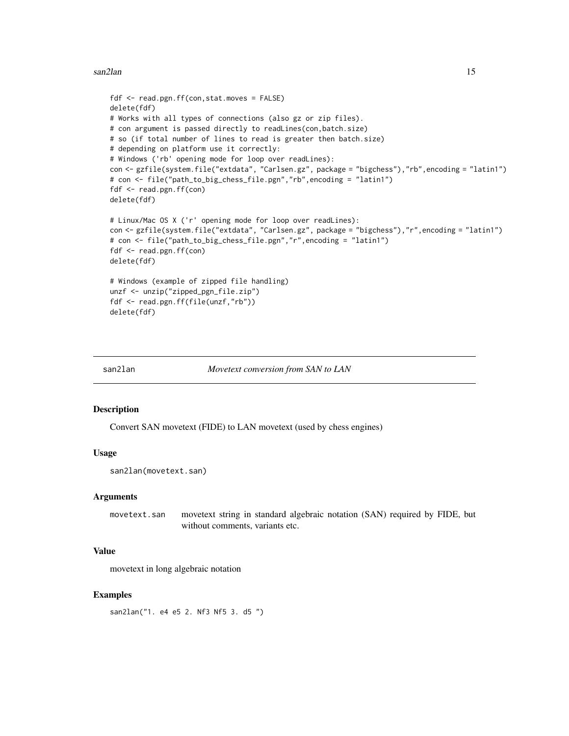```
fdf <- read.pgn.ff(con,stat.moves = FALSE)
delete(fdf)
# Works with all types of connections (also gz or zip files).
# con argument is passed directly to readLines(con,batch.size)
# so (if total number of lines to read is greater then batch.size)
# depending on platform use it correctly:
# Windows ('rb' opening mode for loop over readLines):
con <- gzfile(system.file("extdata", "Carlsen.gz", package = "bigchess"),"rb",encoding = "latin1")
# con <- file("path_to_big_chess_file.pgn","rb",encoding = "latin1")
fdf <- read.pgn.ff(con)
delete(fdf)

# Linux/Mac OS X ('r' opening mode for loop over readLines):
con <- gzfile(system.file("extdata", "Carlsen.gz", package = "bigchess"),"r",encoding = "latin1")
# con <- file("path_to_big_chess_file.pgn","r",encoding = "latin1")
fdf <- read.pgn.ff(con)
delete(fdf)

# Windows (example of zipped file handling)
unzf <- unzip("zipped_pgn_file.zip")
fdf <- read.pgn.ff(file(unzf,"rb"))
delete(fdf)
```

## san2lan *Movetext conversion from SAN to LAN*

### Description

Convert SAN movetext (FIDE) to LAN movetext (used by chess engines)

### Usage

```
san2lan(movetext.san)
```

### Arguments

| | |
|---|---|
| movetext.san | movetext string in standard algebraic notation (SAN) required by FIDE, but without comments, variants etc. |

### Value

movetext in long algebraic notation

### Examples

```
san2lan("1. e4 e5 2. Nf3 Nf5 3. d5 ")
```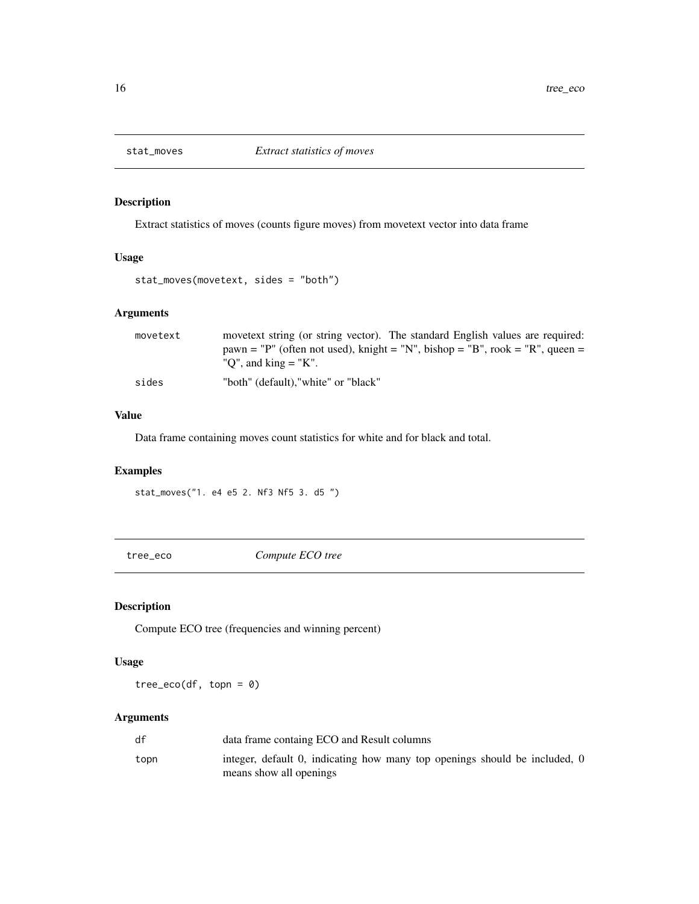## stat_moves *Extract statistics of moves*

### Description

Extract statistics of moves (counts figure moves) from movetext vector into data frame

### Usage

```
stat_moves(movetext, sides = "both")
```

### Arguments

| | |
|---|---|
| movetext | movetext string (or string vector). The standard English values are required: pawn = "P" (often not used), knight = "N", bishop = "B", rook = "R", queen = "Q", and king = "K". |
| sides | "both" (default),"white" or "black" |

### Value

Data frame containing moves count statistics for white and for black and total.

### Examples

```
stat_moves("1. e4 e5 2. Nf3 Nf5 3. d5 ")
```

## tree_eco *Compute ECO tree*

### Description

Compute ECO tree (frequencies and winning percent)

### Usage

```
tree_eco(df, topn = 0)
```

### Arguments

| | |
|---|---|
| df | data frame containg ECO and Result columns |
| topn | integer, default 0, indicating how many top openings should be included, 0 means show all openings |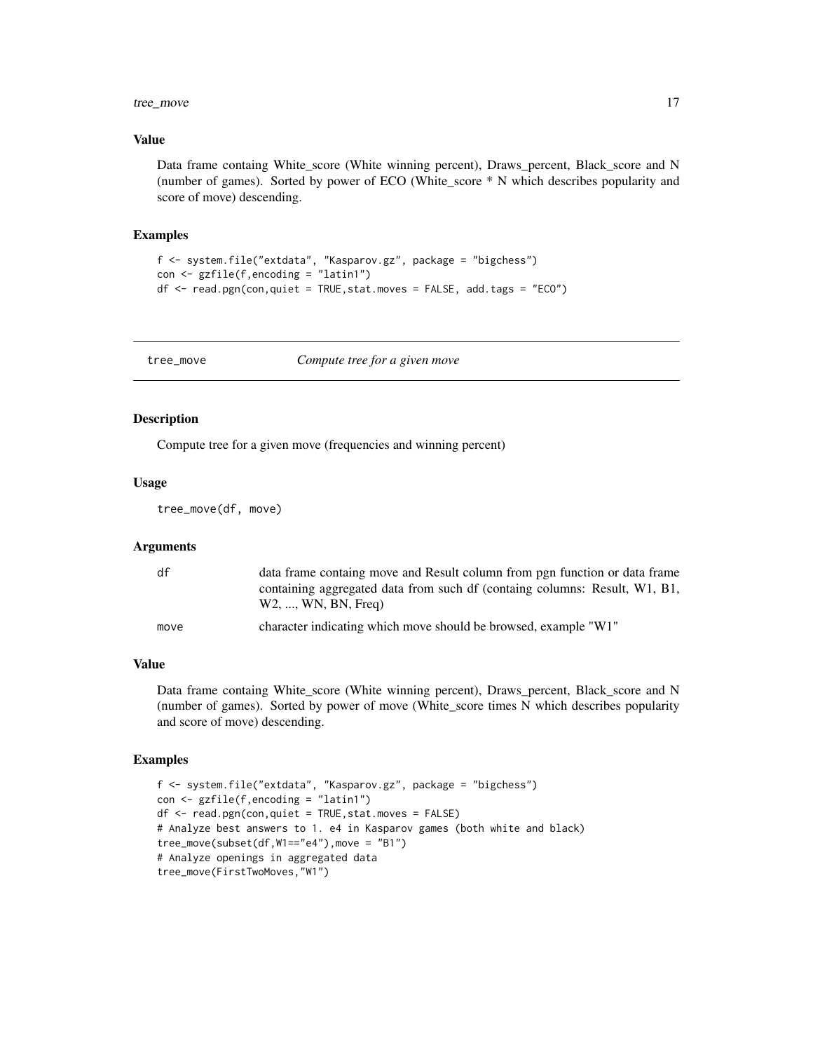### Value

Data frame containg White_score (White winning percent), Draws_percent, Black_score and N (number of games). Sorted by power of ECO (White_score * N which describes popularity and score of move) descending.

### Examples

```
f <- system.file("extdata", "Kasparov.gz", package = "bigchess")
con <- gzfile(f,encoding = "latin1")
df <- read.pgn(con,quiet = TRUE,stat.moves = FALSE, add.tags = "ECO")
```

---

## tree_move *Compute tree for a given move*

---

### Description

Compute tree for a given move (frequencies and winning percent)

### Usage

```
tree_move(df, move)
```

### Arguments

| | |
|---|---|
| df | data frame containg move and Result column from pgn function or data frame containing aggregated data from such df (containg columns: Result, W1, B1, W2, ..., WN, BN, Freq) |
| move | character indicating which move should be browsed, example "W1" |

### Value

Data frame containg White_score (White winning percent), Draws_percent, Black_score and N (number of games). Sorted by power of move (White_score times N which describes popularity and score of move) descending.

### Examples

```
f <- system.file("extdata", "Kasparov.gz", package = "bigchess")
con <- gzfile(f,encoding = "latin1")
df <- read.pgn(con,quiet = TRUE,stat.moves = FALSE)
# Analyze best answers to 1. e4 in Kasparov games (both white and black)
tree_move(subset(df,W1=="e4"),move = "B1")
# Analyze openings in aggregated data
tree_move(FirstTwoMoves,"W1")
```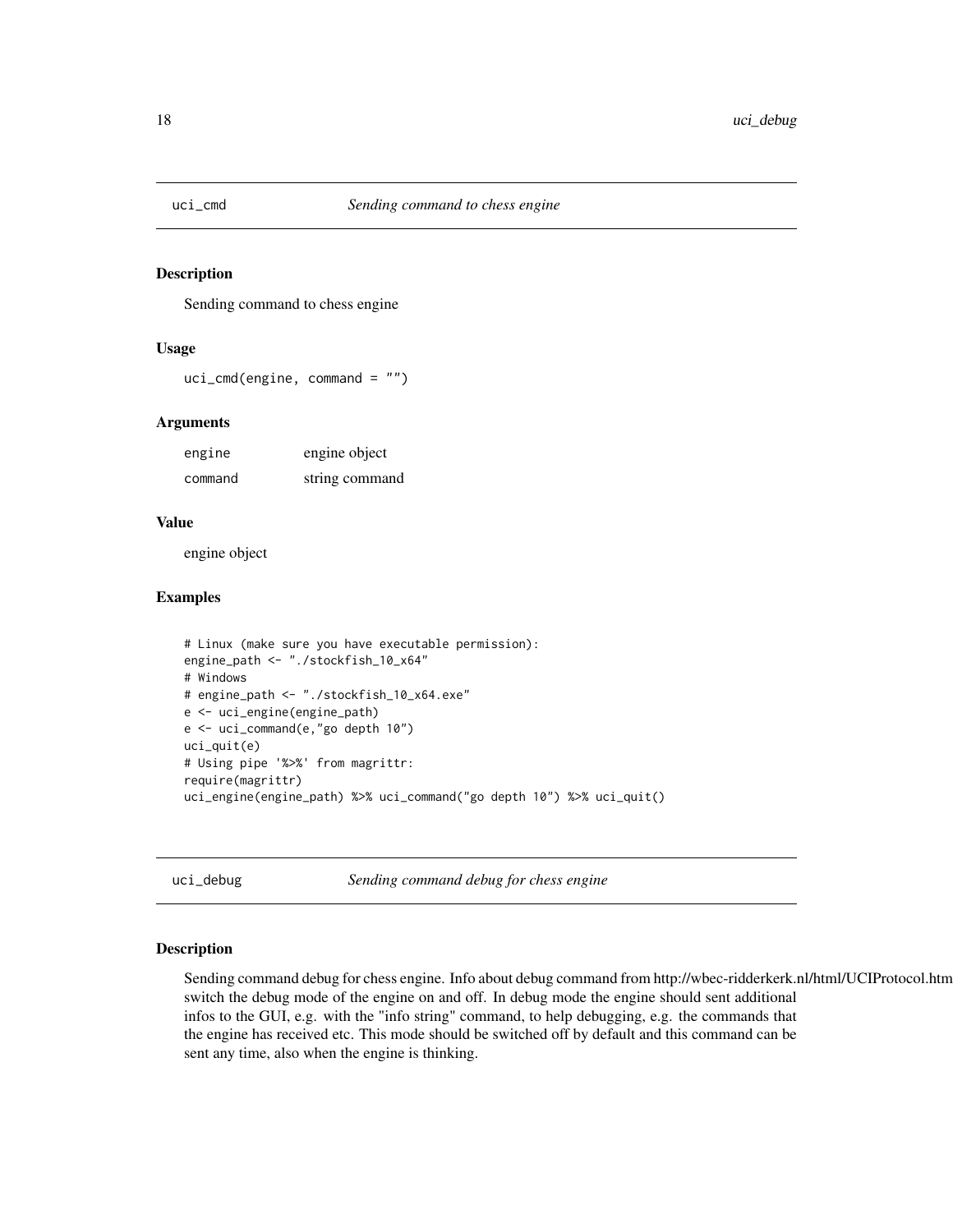## uci_cmd *Sending command to chess engine*

### Description

Sending command to chess engine

### Usage

```
uci_cmd(engine, command = "")
```

### Arguments

| | |
|---|---|
| engine | engine object |
| command | string command |

### Value

engine object

### Examples

```
# Linux (make sure you have executable permission):
engine_path <- "./stockfish_10_x64"
# Windows
# engine_path <- "./stockfish_10_x64.exe"
e <- uci_engine(engine_path)
e <- uci_command(e,"go depth 10")
uci_quit(e)
# Using pipe '%>%' from magrittr:
require(magrittr)
uci_engine(engine_path) %>% uci_command("go depth 10") %>% uci_quit()
```

## uci_debug *Sending command debug for chess engine*

### Description

Sending command debug for chess engine. Info about debug command from http://wbec-ridderkerk.nl/html/UCIProtocol.htm switch the debug mode of the engine on and off. In debug mode the engine should sent additional infos to the GUI, e.g. with the "info string" command, to help debugging, e.g. the commands that the engine has received etc. This mode should be switched off by default and this command can be sent any time, also when the engine is thinking.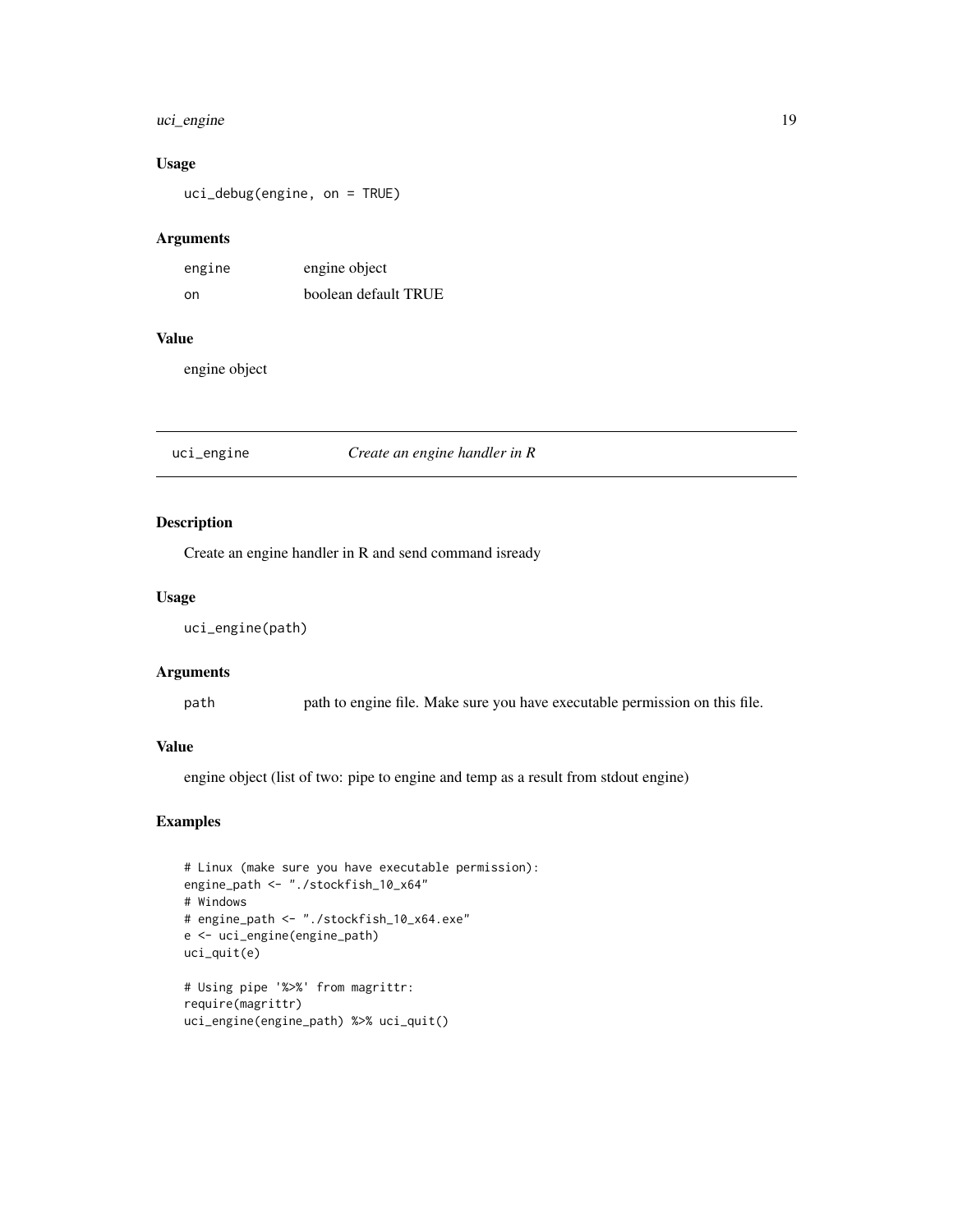### Usage

```
uci_debug(engine, on = TRUE)
```

### Arguments

| | |
|---|---|
| engine | engine object |
| on | boolean default TRUE |

### Value

engine object

---

## uci_engine — *Create an engine handler in R*

### Description

Create an engine handler in R and send command isready

### Usage

```
uci_engine(path)
```

### Arguments

| | |
|---|---|
| path | path to engine file. Make sure you have executable permission on this file. |

### Value

engine object (list of two: pipe to engine and temp as a result from stdout engine)

### Examples

```
# Linux (make sure you have executable permission):
engine_path <- "./stockfish_10_x64"
# Windows
# engine_path <- "./stockfish_10_x64.exe"
e <- uci_engine(engine_path)
uci_quit(e)

# Using pipe '%>%' from magrittr:
require(magrittr)
uci_engine(engine_path) %>% uci_quit()
```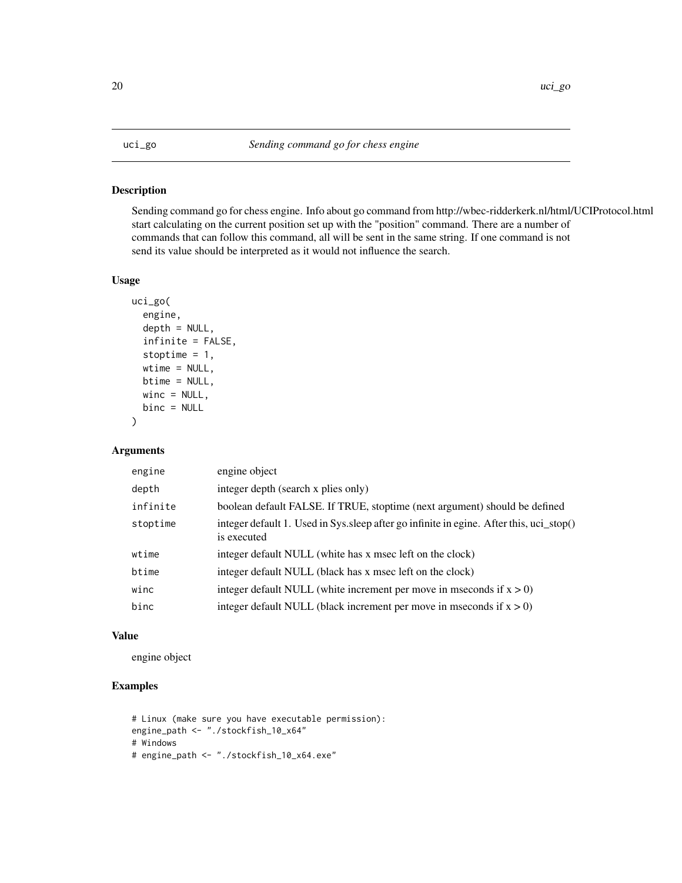## uci_go *Sending command go for chess engine*

### Description

Sending command go for chess engine. Info about go command from http://wbec-ridderkerk.nl/html/UCIProtocol.html start calculating on the current position set up with the "position" command. There are a number of commands that can follow this command, all will be sent in the same string. If one command is not send its value should be interpreted as it would not influence the search.

### Usage

```
uci_go(
  engine,
  depth = NULL,
  infinite = FALSE,
  stoptime = 1,
  wtime = NULL,
  btime = NULL,
  winc = NULL,
  binc = NULL
)
```

### Arguments

| | |
|---|---|
| engine | engine object |
| depth | integer depth (search x plies only) |
| infinite | boolean default FALSE. If TRUE, stoptime (next argument) should be defined |
| stoptime | integer default 1. Used in Sys.sleep after go infinite in egine. After this, uci_stop() is executed |
| wtime | integer default NULL (white has x msec left on the clock) |
| btime | integer default NULL (black has x msec left on the clock) |
| winc | integer default NULL (white increment per move in mseconds if x > 0) |
| binc | integer default NULL (black increment per move in mseconds if x > 0) |

### Value

engine object

### Examples

```
# Linux (make sure you have executable permission):
engine_path <- "./stockfish_10_x64"
# Windows
# engine_path <- "./stockfish_10_x64.exe"
```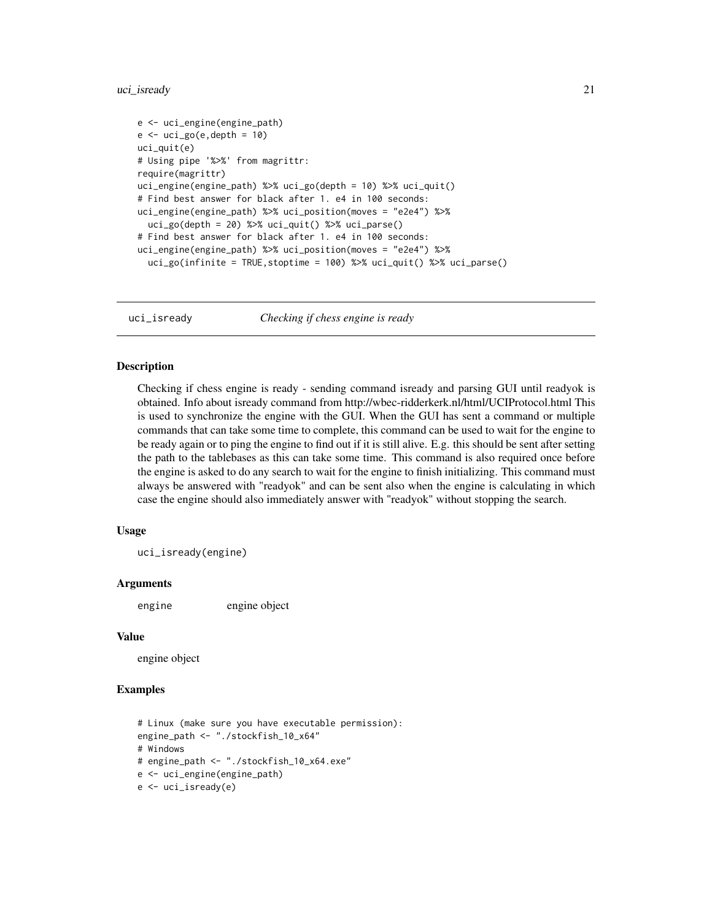```
e <- uci_engine(engine_path)
e <- uci_go(e,depth = 10)
uci_quit(e)
# Using pipe '%>%' from magrittr:
require(magrittr)
uci_engine(engine_path) %>% uci_go(depth = 10) %>% uci_quit()
# Find best answer for black after 1. e4 in 100 seconds:
uci_engine(engine_path) %>% uci_position(moves = "e2e4") %>%
  uci_go(depth = 20) %>% uci_quit() %>% uci_parse()
# Find best answer for black after 1. e4 in 100 seconds:
uci_engine(engine_path) %>% uci_position(moves = "e2e4") %>%
  uci_go(infinite = TRUE,stoptime = 100) %>% uci_quit() %>% uci_parse()
```

## uci_isready *Checking if chess engine is ready*

### Description

Checking if chess engine is ready - sending command isready and parsing GUI until readyok is obtained. Info about isready command from http://wbec-ridderkerk.nl/html/UCIProtocol.html This is used to synchronize the engine with the GUI. When the GUI has sent a command or multiple commands that can take some time to complete, this command can be used to wait for the engine to be ready again or to ping the engine to find out if it is still alive. E.g. this should be sent after setting the path to the tablebases as this can take some time. This command is also required once before the engine is asked to do any search to wait for the engine to finish initializing. This command must always be answered with "readyok" and can be sent also when the engine is calculating in which case the engine should also immediately answer with "readyok" without stopping the search.

### Usage

```
uci_isready(engine)
```

### Arguments

| | |
|---|---|
| engine | engine object |

### Value

engine object

### Examples

```
# Linux (make sure you have executable permission):
engine_path <- "./stockfish_10_x64"
# Windows
# engine_path <- "./stockfish_10_x64.exe"
e <- uci_engine(engine_path)
e <- uci_isready(e)
```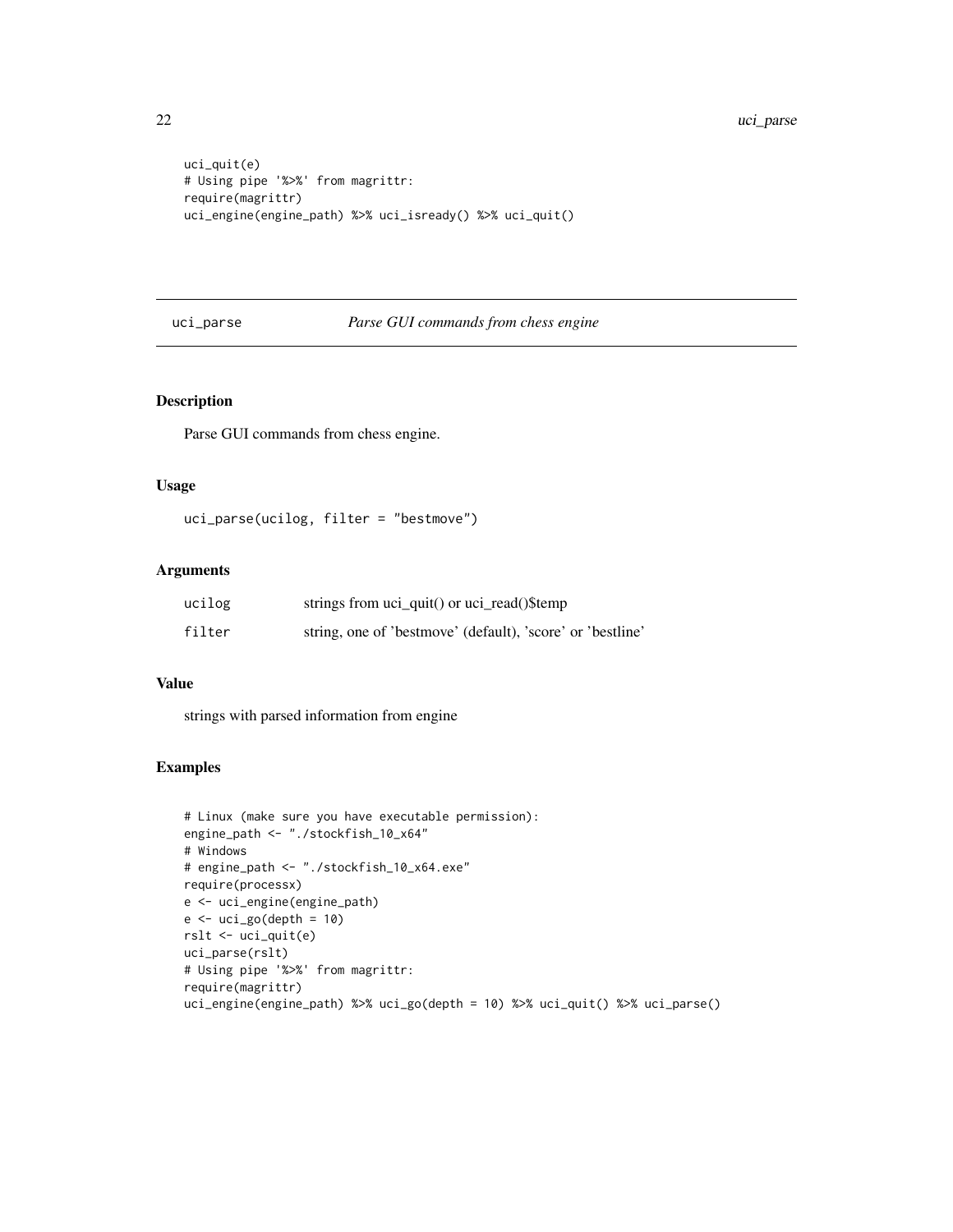```
uci_quit(e)
# Using pipe '%>%' from magrittr:
require(magrittr)
uci_engine(engine_path) %>% uci_isready() %>% uci_quit()
```

## uci_parse — *Parse GUI commands from chess engine*

### Description

Parse GUI commands from chess engine.

### Usage

```
uci_parse(ucilog, filter = "bestmove")
```

### Arguments

| | |
|---|---|
| ucilog | strings from uci_quit() or uci_read()$temp |
| filter | string, one of 'bestmove' (default), 'score' or 'bestline' |

### Value

strings with parsed information from engine

### Examples

```
# Linux (make sure you have executable permission):
engine_path <- "./stockfish_10_x64"
# Windows
# engine_path <- "./stockfish_10_x64.exe"
require(processx)
e <- uci_engine(engine_path)
e <- uci_go(depth = 10)
rslt <- uci_quit(e)
uci_parse(rslt)
# Using pipe '%>%' from magrittr:
require(magrittr)
uci_engine(engine_path) %>% uci_go(depth = 10) %>% uci_quit() %>% uci_parse()
```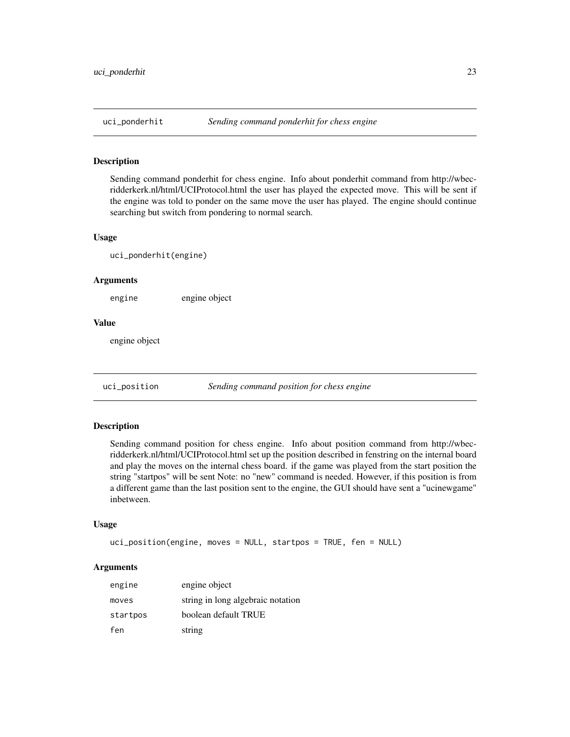## uci_ponderhit — *Sending command ponderhit for chess engine*

### Description

Sending command ponderhit for chess engine. Info about ponderhit command from http://wbec-ridderkerk.nl/html/UCIProtocol.html the user has played the expected move. This will be sent if the engine was told to ponder on the same move the user has played. The engine should continue searching but switch from pondering to normal search.

### Usage

```
uci_ponderhit(engine)
```

### Arguments

| | |
|---|---|
| engine | engine object |

### Value

engine object

## uci_position — *Sending command position for chess engine*

### Description

Sending command position for chess engine. Info about position command from http://wbec-ridderkerk.nl/html/UCIProtocol.html set up the position described in fenstring on the internal board and play the moves on the internal chess board. if the game was played from the start position the string "startpos" will be sent Note: no "new" command is needed. However, if this position is from a different game than the last position sent to the engine, the GUI should have sent a "ucinewgame" inbetween.

### Usage

```
uci_position(engine, moves = NULL, startpos = TRUE, fen = NULL)
```

### Arguments

| | |
|---|---|
| engine | engine object |
| moves | string in long algebraic notation |
| startpos | boolean default TRUE |
| fen | string |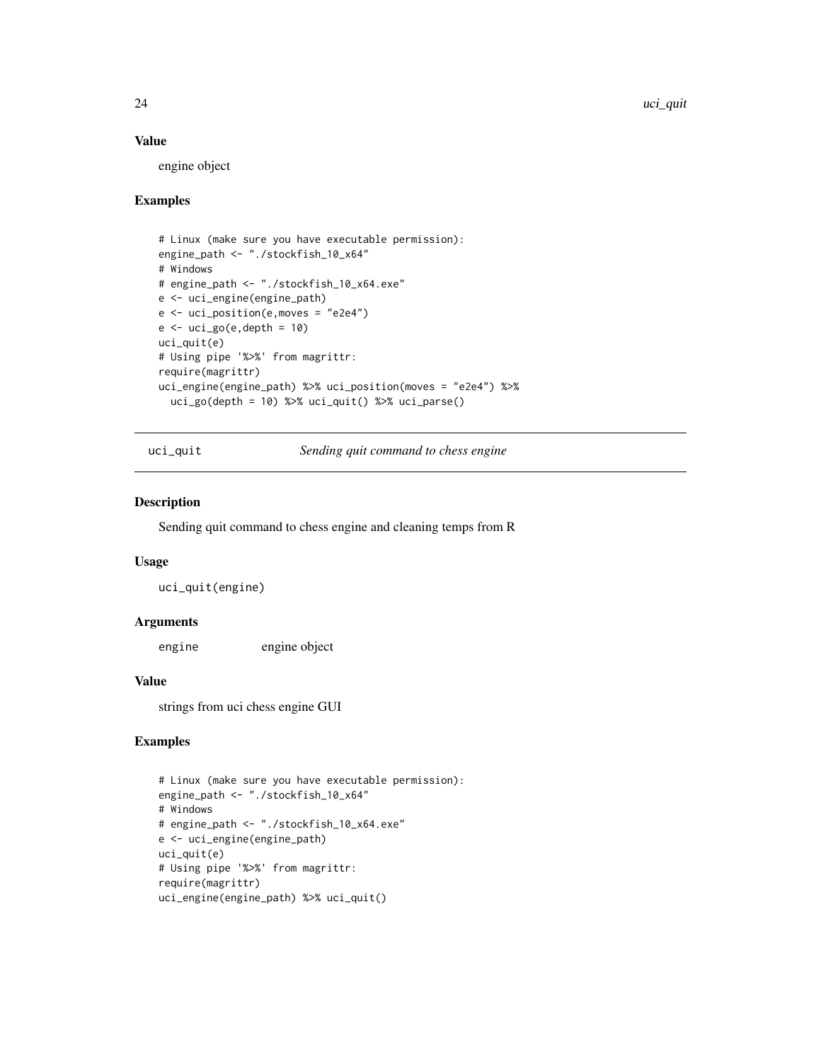### Value

engine object

### Examples

```
# Linux (make sure you have executable permission):
engine_path <- "./stockfish_10_x64"
# Windows
# engine_path <- "./stockfish_10_x64.exe"
e <- uci_engine(engine_path)
e <- uci_position(e,moves = "e2e4")
e <- uci_go(e,depth = 10)
uci_quit(e)
# Using pipe '%>%' from magrittr:
require(magrittr)
uci_engine(engine_path) %>% uci_position(moves = "e2e4") %>%
  uci_go(depth = 10) %>% uci_quit() %>% uci_parse()
```

---

## uci_quit — *Sending quit command to chess engine*

---

### Description

Sending quit command to chess engine and cleaning temps from R

### Usage

```
uci_quit(engine)
```

### Arguments

| | |
|---|---|
| engine | engine object |

### Value

strings from uci chess engine GUI

### Examples

```
# Linux (make sure you have executable permission):
engine_path <- "./stockfish_10_x64"
# Windows
# engine_path <- "./stockfish_10_x64.exe"
e <- uci_engine(engine_path)
uci_quit(e)
# Using pipe '%>%' from magrittr:
require(magrittr)
uci_engine(engine_path) %>% uci_quit()
```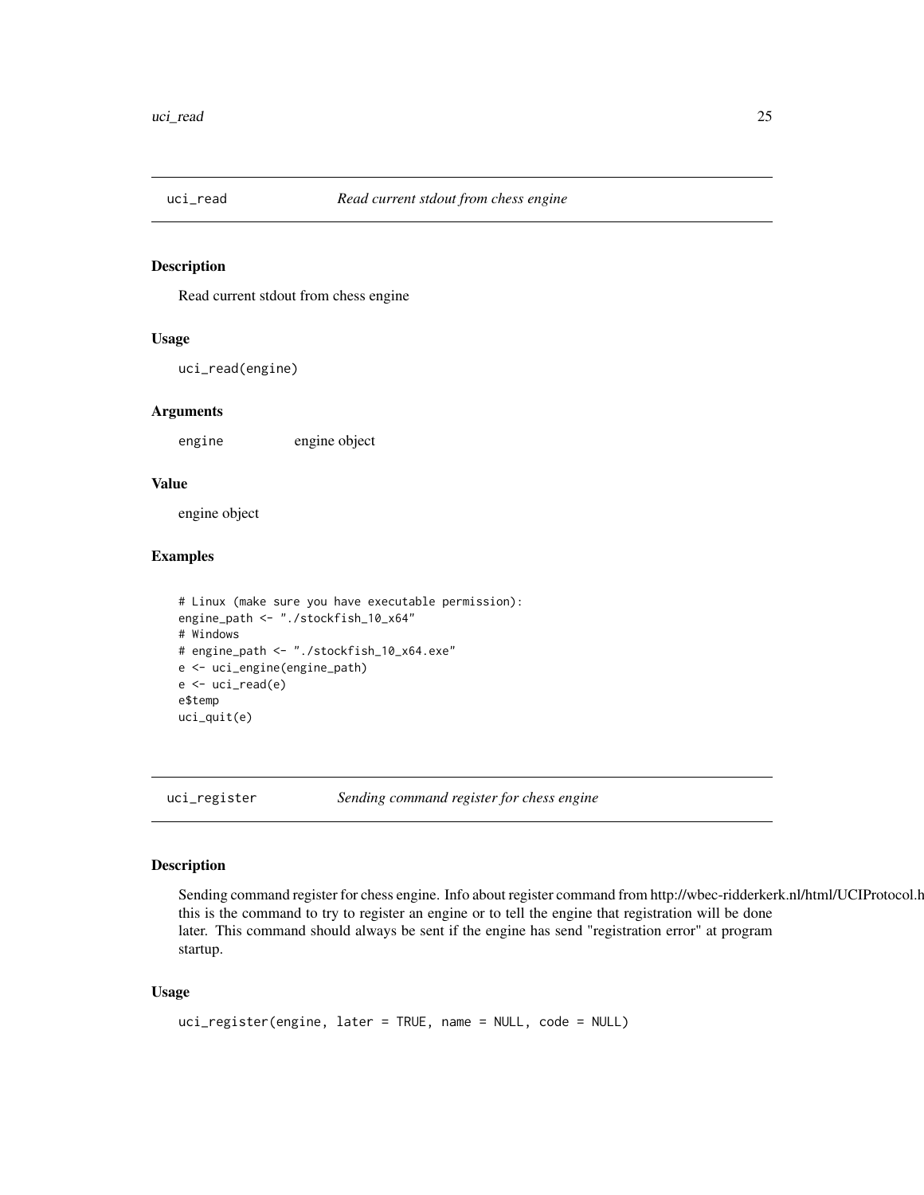## uci_read — *Read current stdout from chess engine*

### Description

Read current stdout from chess engine

### Usage

```
uci_read(engine)
```

### Arguments

| | |
|---|---|
| engine | engine object |

### Value

engine object

### Examples

```
# Linux (make sure you have executable permission):
engine_path <- "./stockfish_10_x64"
# Windows
# engine_path <- "./stockfish_10_x64.exe"
e <- uci_engine(engine_path)
e <- uci_read(e)
e$temp
uci_quit(e)
```

## uci_register — *Sending command register for chess engine*

### Description

Sending command register for chess engine. Info about register command from http://wbec-ridderkerk.nl/html/UCIProtocol.h this is the command to try to register an engine or to tell the engine that registration will be done later. This command should always be sent if the engine has send "registration error" at program startup.

### Usage

```
uci_register(engine, later = TRUE, name = NULL, code = NULL)
```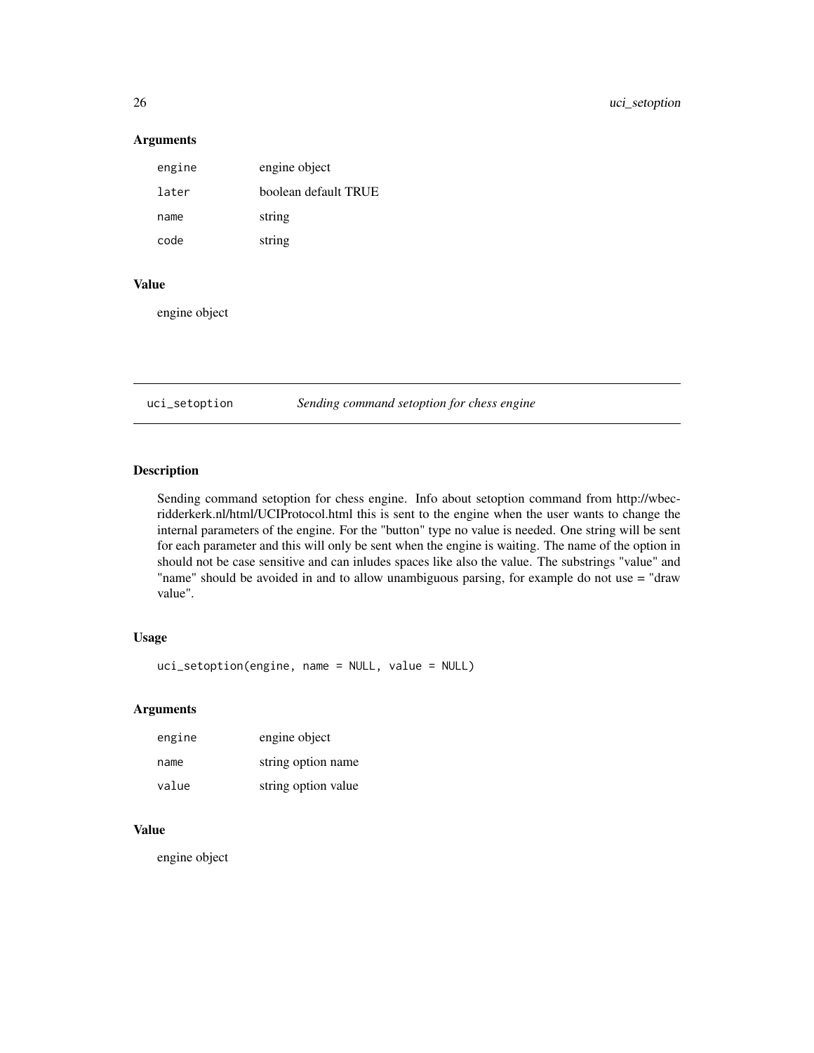### Arguments

| | |
|---|---|
| engine | engine object |
| later | boolean default TRUE |
| name | string |
| code | string |

### Value

engine object

---

## uci_setoption *Sending command setoption for chess engine*

### Description

Sending command setoption for chess engine. Info about setoption command from http://wbec-ridderkerk.nl/html/UCIProtocol.html this is sent to the engine when the user wants to change the internal parameters of the engine. For the "button" type no value is needed. One string will be sent for each parameter and this will only be sent when the engine is waiting. The name of the option in should not be case sensitive and can inludes spaces like also the value. The substrings "value" and "name" should be avoided in and to allow unambiguous parsing, for example do not use = "draw value".

### Usage

```
uci_setoption(engine, name = NULL, value = NULL)
```

### Arguments

| | |
|---|---|
| engine | engine object |
| name | string option name |
| value | string option value |

### Value

engine object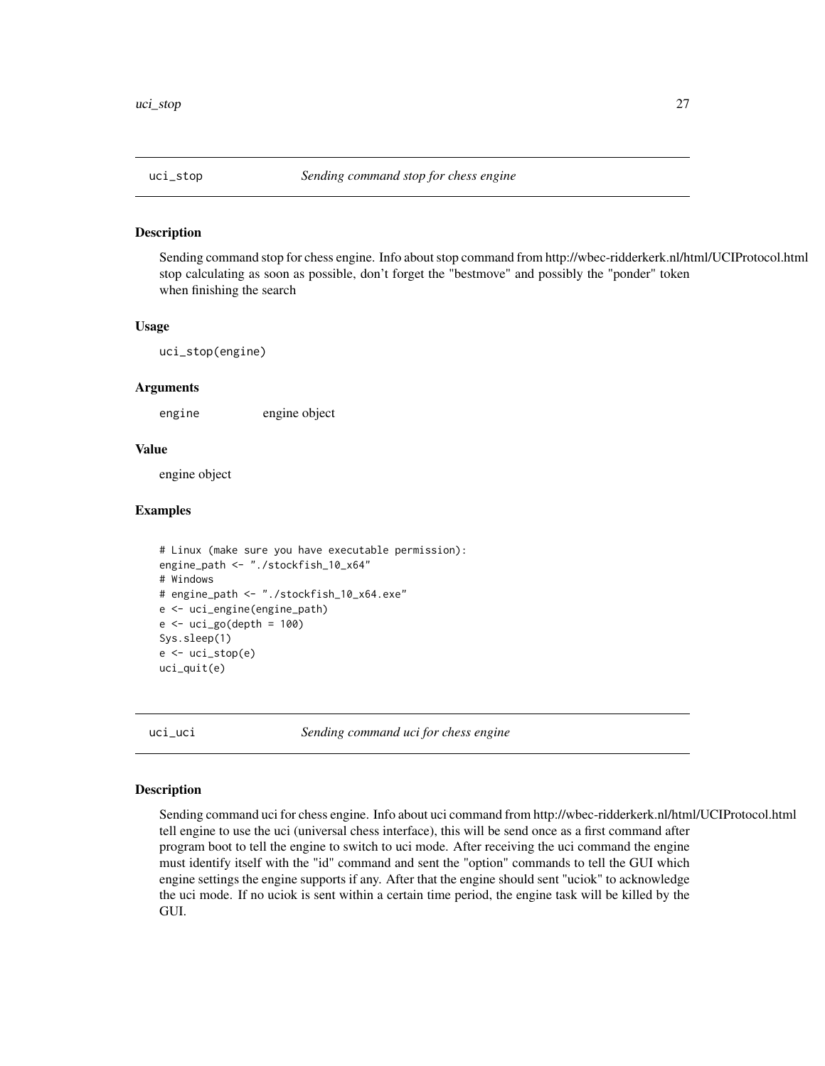## uci_stop — *Sending command stop for chess engine*

### Description

Sending command stop for chess engine. Info about stop command from http://wbec-ridderkerk.nl/html/UCIProtocol.html stop calculating as soon as possible, don't forget the "bestmove" and possibly the "ponder" token when finishing the search

### Usage

```
uci_stop(engine)
```

### Arguments

| | |
|---|---|
| engine | engine object |

### Value

engine object

### Examples

```
# Linux (make sure you have executable permission):
engine_path <- "./stockfish_10_x64"
# Windows
# engine_path <- "./stockfish_10_x64.exe"
e <- uci_engine(engine_path)
e <- uci_go(depth = 100)
Sys.sleep(1)
e <- uci_stop(e)
uci_quit(e)
```

## uci_uci — *Sending command uci for chess engine*

### Description

Sending command uci for chess engine. Info about uci command from http://wbec-ridderkerk.nl/html/UCIProtocol.html tell engine to use the uci (universal chess interface), this will be send once as a first command after program boot to tell the engine to switch to uci mode. After receiving the uci command the engine must identify itself with the "id" command and sent the "option" commands to tell the GUI which engine settings the engine supports if any. After that the engine should sent "uciok" to acknowledge the uci mode. If no uciok is sent within a certain time period, the engine task will be killed by the GUI.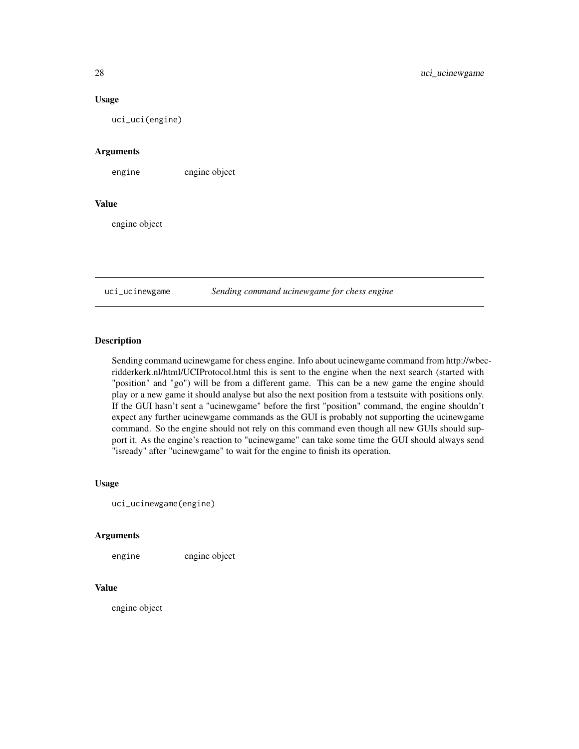### Usage

```
uci_uci(engine)
```

### Arguments

| | |
|---|---|
| engine | engine object |

### Value

engine object

## uci_ucinewgame — *Sending command ucinewgame for chess engine*

### Description

Sending command ucinewgame for chess engine. Info about ucinewgame command from http://wbec-ridderkerk.nl/html/UCIProtocol.html this is sent to the engine when the next search (started with "position" and "go") will be from a different game. This can be a new game the engine should play or a new game it should analyse but also the next position from a testsuite with positions only. If the GUI hasn't sent a "ucinewgame" before the first "position" command, the engine shouldn't expect any further ucinewgame commands as the GUI is probably not supporting the ucinewgame command. So the engine should not rely on this command even though all new GUIs should support it. As the engine's reaction to "ucinewgame" can take some time the GUI should always send "isready" after "ucinewgame" to wait for the engine to finish its operation.

### Usage

```
uci_ucinewgame(engine)
```

### Arguments

| | |
|---|---|
| engine | engine object |

### Value

engine object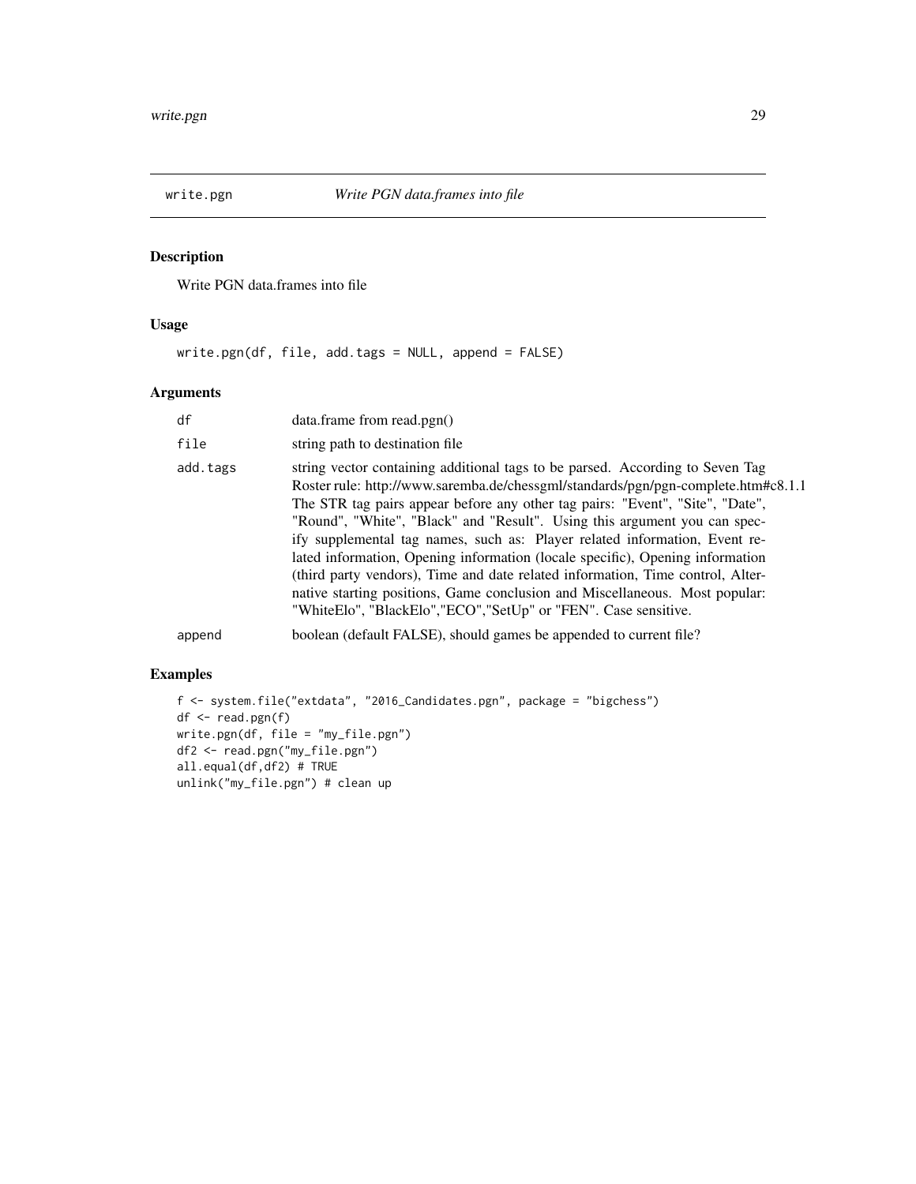## write.pgn *Write PGN data.frames into file*

### Description

Write PGN data.frames into file

### Usage

```
write.pgn(df, file, add.tags = NULL, append = FALSE)
```

### Arguments

| | |
|---|---|
| df | data.frame from read.pgn() |
| file | string path to destination file |
| add.tags | string vector containing additional tags to be parsed. According to Seven Tag Roster rule: http://www.saremba.de/chessgml/standards/pgn/pgn-complete.htm#c8.1.1 The STR tag pairs appear before any other tag pairs: "Event", "Site", "Date", "Round", "White", "Black" and "Result". Using this argument you can specify supplemental tag names, such as: Player related information, Event related information, Opening information (locale specific), Opening information (third party vendors), Time and date related information, Time control, Alternative starting positions, Game conclusion and Miscellaneous. Most popular: "WhiteElo", "BlackElo","ECO","SetUp" or "FEN". Case sensitive. |
| append | boolean (default FALSE), should games be appended to current file? |

### Examples

```
f <- system.file("extdata", "2016_Candidates.pgn", package = "bigchess")
df <- read.pgn(f)
write.pgn(df, file = "my_file.pgn")
df2 <- read.pgn("my_file.pgn")
all.equal(df,df2) # TRUE
unlink("my_file.pgn") # clean up
```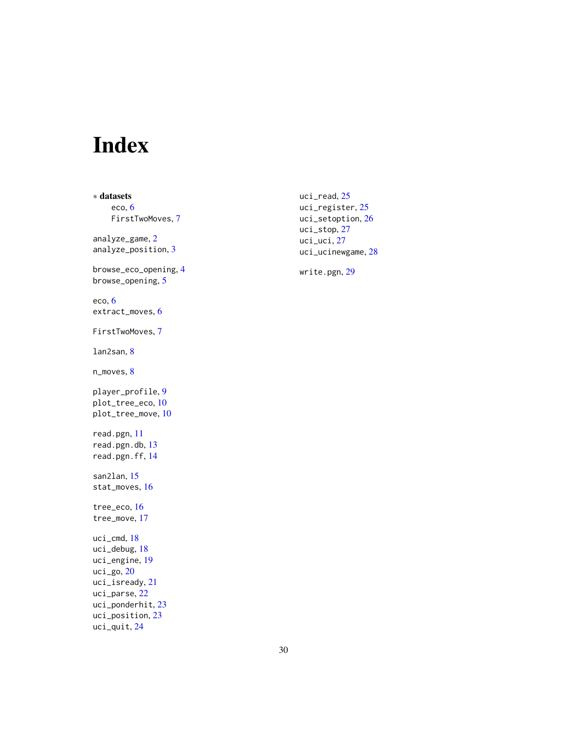# Index

* **datasets**
    - eco, 6
    - FirstTwoMoves, 7

analyze_game, 2
analyze_position, 3

browse_eco_opening, 4
browse_opening, 5

eco, 6
extract_moves, 6

FirstTwoMoves, 7

lan2san, 8

n_moves, 8

player_profile, 9
plot_tree_eco, 10
plot_tree_move, 10

read.pgn, 11
read.pgn.db, 13
read.pgn.ff, 14

san2lan, 15
stat_moves, 16

tree_eco, 16
tree_move, 17

uci_cmd, 18
uci_debug, 18
uci_engine, 19
uci_go, 20
uci_isready, 21
uci_parse, 22
uci_ponderhit, 23
uci_position, 23
uci_quit, 24
uci_read, 25
uci_register, 25
uci_setoption, 26
uci_stop, 27
uci_uci, 27
uci_ucinewgame, 28

write.pgn, 29